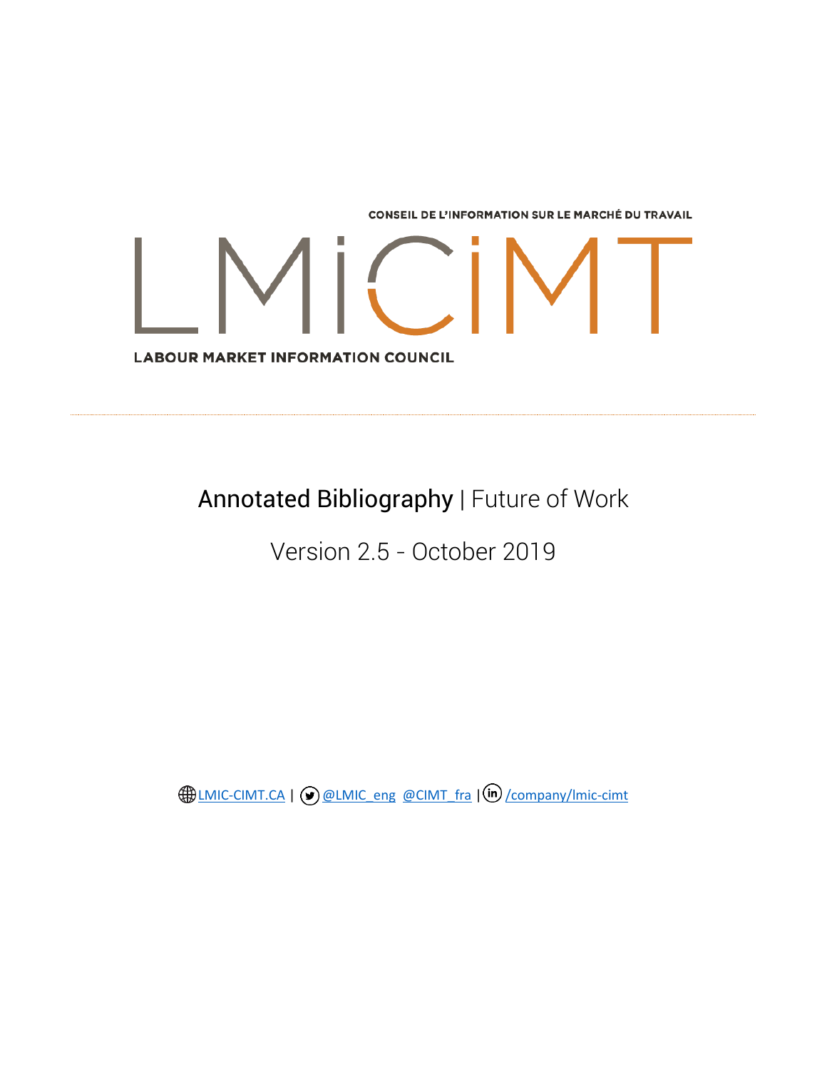CONSEIL DE L'INFORMATION SUR LE MARCHÉ DU TRAVAIL

LMiCiMT

LABOUR MARKET INFORMATION COUNCIL

---

# Annotated Bibliography | Future of Work

## Version 2.5 - October 2019

LMIC-CIMT.CA | @LMIC_eng @CIMT_fra | /company/lmic-cimt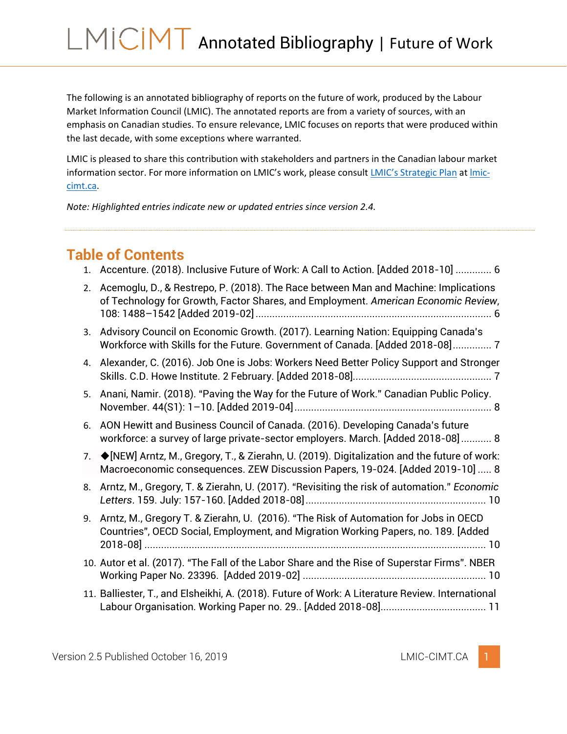# LMICIMT Annotated Bibliography | Future of Work

The following is an annotated bibliography of reports on the future of work, produced by the Labour Market Information Council (LMIC). The annotated reports are from a variety of sources, with an emphasis on Canadian studies. To ensure relevance, LMIC focuses on reports that were produced within the last decade, with some exceptions where warranted.

LMIC is pleased to share this contribution with stakeholders and partners in the Canadian labour market information sector. For more information on LMIC's work, please consult [LMIC's Strategic Plan](#) at [lmic-cimt.ca](#).

*Note: Highlighted entries indicate new or updated entries since version 2.4.*

## Table of Contents

1. Accenture. (2018). Inclusive Future of Work: A Call to Action. [Added 2018-10] ............. 6
2. Acemoglu, D., & Restrepo, P. (2018). The Race between Man and Machine: Implications of Technology for Growth, Factor Shares, and Employment. *American Economic Review*, 108: 1488–1542 [Added 2019-02] ..................................................................................... 6
3. Advisory Council on Economic Growth. (2017). Learning Nation: Equipping Canada's Workforce with Skills for the Future. Government of Canada. [Added 2018-08]............. 7
4. Alexander, C. (2016). Job One is Jobs: Workers Need Better Policy Support and Stronger Skills. C.D. Howe Institute. 2 February. [Added 2018-08]................................................. 7
5. Anani, Namir. (2018). "Paving the Way for the Future of Work." Canadian Public Policy. November. 44(S1): 1–10. [Added 2019-04]...................................................................... 8
6. AON Hewitt and Business Council of Canada. (2016). Developing Canada's future workforce: a survey of large private-sector employers. March. [Added 2018-08]........... 8
7. ◆[NEW] Arntz, M., Gregory, T., & Zierahn, U. (2019). Digitalization and the future of work: Macroeconomic consequences. ZEW Discussion Papers, 19-024. [Added 2019-10] ..... 8
8. Arntz, M., Gregory, T. & Zierahn, U. (2017). "Revisiting the risk of automation." *Economic Letters*. 159. July: 157-160. [Added 2018-08]................................................................ 10
9. Arntz, M., Gregory T. & Zierahn, U. (2016). "The Risk of Automation for Jobs in OECD Countries", OECD Social, Employment, and Migration Working Papers, no. 189. [Added 2018-08] .......................................................................................................................... 10
10. Autor et al. (2017). "The Fall of the Labor Share and the Rise of Superstar Firms". NBER Working Paper No. 23396. [Added 2019-02] .................................................................. 10
11. Balliester, T., and Elsheikhi, A. (2018). Future of Work: A Literature Review. International Labour Organisation. Working Paper no. 29.. [Added 2018-08]...................................... 11

Version 2.5 Published October 16, 2019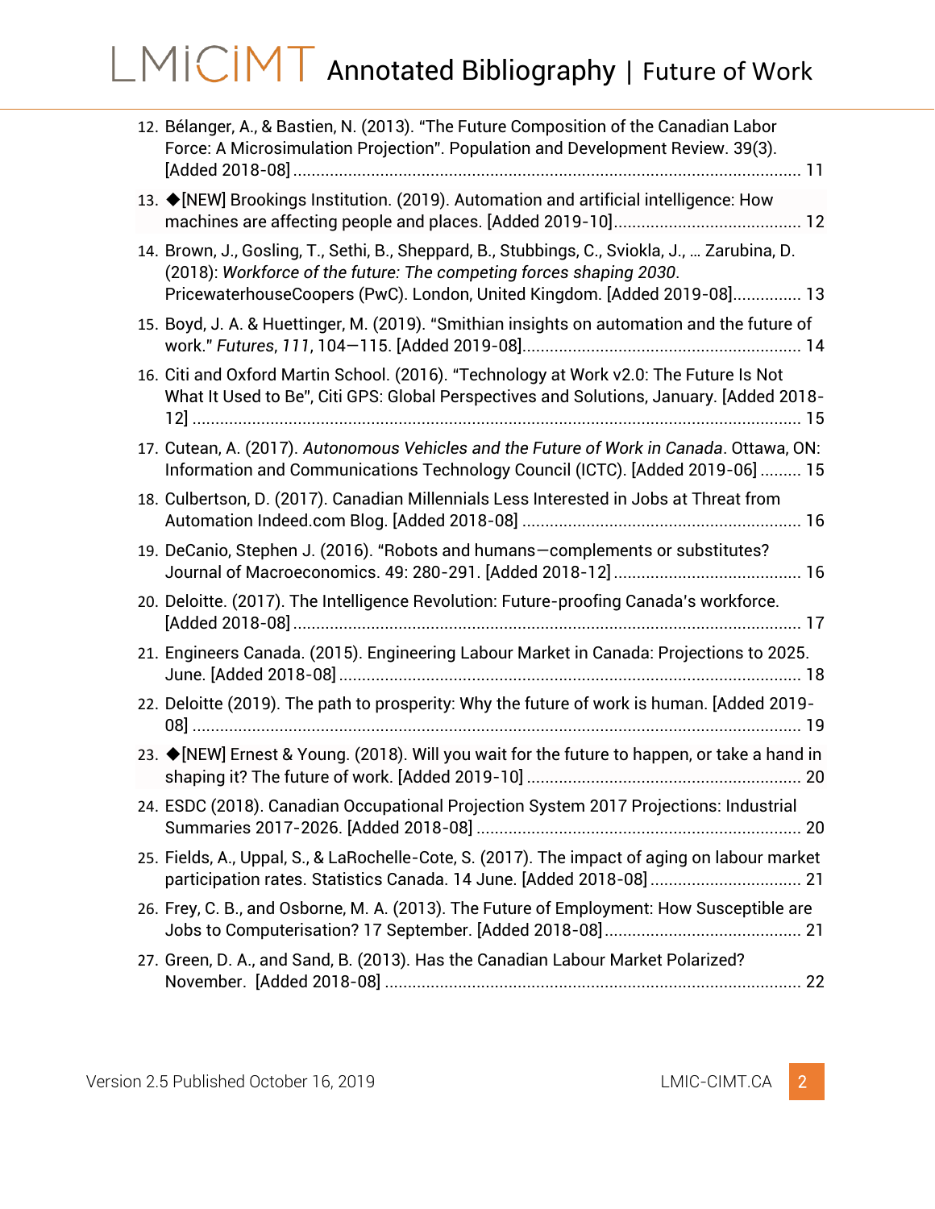12. Bélanger, A., & Bastien, N. (2013). "The Future Composition of the Canadian Labor Force: A Microsimulation Projection". Population and Development Review. 39(3). [Added 2018-08] ............................................................................................................... 11
13. ◆[NEW] Brookings Institution. (2019). Automation and artificial intelligence: How machines are affecting people and places. [Added 2019-10]......................................... 12
14. Brown, J., Gosling, T., Sethi, B., Sheppard, B., Stubbings, C., Sviokla, J., … Zarubina, D. (2018): *Workforce of the future: The competing forces shaping 2030*. PricewaterhouseCoopers (PwC). London, United Kingdom. [Added 2019-08]............... 13
15. Boyd, J. A. & Huettinger, M. (2019). "Smithian insights on automation and the future of work." *Futures*, *111*, 104—115. [Added 2019-08]............................................................ 14
16. Citi and Oxford Martin School. (2016). "Technology at Work v2.0: The Future Is Not What It Used to Be", Citi GPS: Global Perspectives and Solutions, January. [Added 2018-12] ..................................................................................................................... 15
17. Cutean, A. (2017). *Autonomous Vehicles and the Future of Work in Canada*. Ottawa, ON: Information and Communications Technology Council (ICTC). [Added 2019-06] ......... 15
18. Culbertson, D. (2017). Canadian Millennials Less Interested in Jobs at Threat from Automation Indeed.com Blog. [Added 2018-08] ............................................................. 16
19. DeCanio, Stephen J. (2016). "Robots and humans—complements or substitutes? Journal of Macroeconomics. 49: 280-291. [Added 2018-12] ......................................... 16
20. Deloitte. (2017). The Intelligence Revolution: Future-proofing Canada's workforce. [Added 2018-08] ............................................................................................................... 17
21. Engineers Canada. (2015). Engineering Labour Market in Canada: Projections to 2025. June. [Added 2018-08] .................................................................................................... 18
22. Deloitte (2019). The path to prosperity: Why the future of work is human. [Added 2019-08] ..................................................................................................................... 19
23. ◆[NEW] Ernest & Young. (2018). Will you wait for the future to happen, or take a hand in shaping it? The future of work. [Added 2019-10] ............................................................ 20
24. ESDC (2018). Canadian Occupational Projection System 2017 Projections: Industrial Summaries 2017-2026. [Added 2018-08] ....................................................................... 20
25. Fields, A., Uppal, S., & LaRochelle-Cote, S. (2017). The impact of aging on labour market participation rates. Statistics Canada. 14 June. [Added 2018-08] ................................. 21
26. Frey, C. B., and Osborne, M. A. (2013). The Future of Employment: How Susceptible are Jobs to Computerisation? 17 September. [Added 2018-08]........................................... 21
27. Green, D. A., and Sand, B. (2013). Has the Canadian Labour Market Polarized? November. [Added 2018-08] ........................................................................................... 22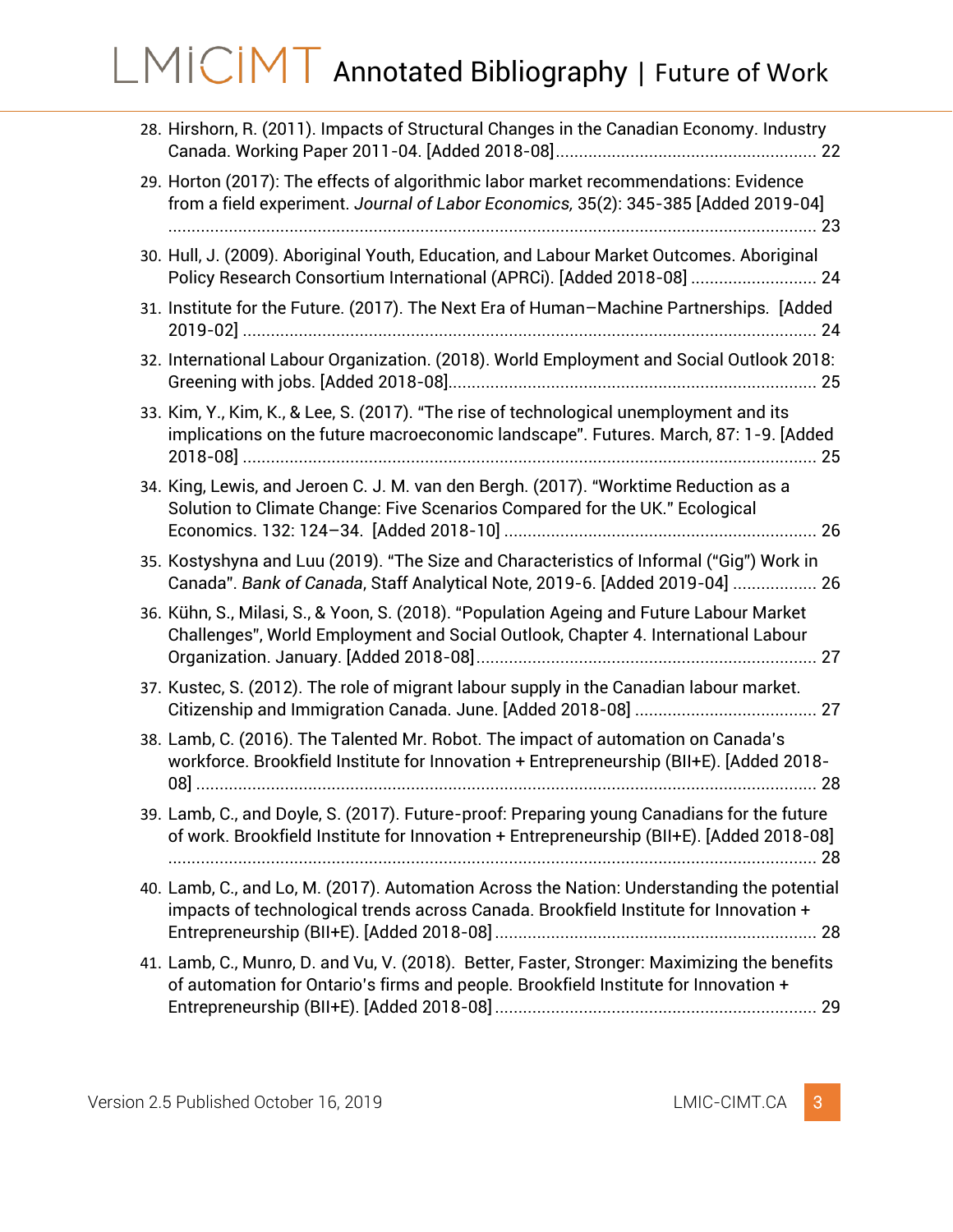28. Hirshorn, R. (2011). Impacts of Structural Changes in the Canadian Economy. Industry Canada. Working Paper 2011-04. [Added 2018-08] ........................................................ 22
29. Horton (2017): The effects of algorithmic labor market recommendations: Evidence from a field experiment. *Journal of Labor Economics*, 35(2): 345-385 [Added 2019-04] ........................................................................................................................................... 23
30. Hull, J. (2009). Aboriginal Youth, Education, and Labour Market Outcomes. Aboriginal Policy Research Consortium International (APRCi). [Added 2018-08] ........................... 24
31. Institute for the Future. (2017). The Next Era of Human–Machine Partnerships. [Added 2019-02] .......................................................................................................................... 24
32. International Labour Organization. (2018). World Employment and Social Outlook 2018: Greening with jobs. [Added 2018-08]............................................................................... 25
33. Kim, Y., Kim, K., & Lee, S. (2017). "The rise of technological unemployment and its implications on the future macroeconomic landscape". Futures. March, 87: 1-9. [Added 2018-08] .......................................................................................................................... 25
34. King, Lewis, and Jeroen C. J. M. van den Bergh. (2017). "Worktime Reduction as a Solution to Climate Change: Five Scenarios Compared for the UK." Ecological Economics. 132: 124–34. [Added 2018-10] .................................................................... 26
35. Kostyshyna and Luu (2019). "The Size and Characteristics of Informal ("Gig") Work in Canada". *Bank of Canada*, Staff Analytical Note, 2019-6. [Added 2019-04] .................. 26
36. Kühn, S., Milasi, S., & Yoon, S. (2018). "Population Ageing and Future Labour Market Challenges", World Employment and Social Outlook, Chapter 4. International Labour Organization. January. [Added 2018-08]......................................................................... 27
37. Kustec, S. (2012). The role of migrant labour supply in the Canadian labour market. Citizenship and Immigration Canada. June. [Added 2018-08] ....................................... 27
38. Lamb, C. (2016). The Talented Mr. Robot. The impact of automation on Canada's workforce. Brookfield Institute for Innovation + Entrepreneurship (BII+E). [Added 2018-08] ...................................................................................................................................... 28
39. Lamb, C., and Doyle, S. (2017). Future-proof: Preparing young Canadians for the future of work. Brookfield Institute for Innovation + Entrepreneurship (BII+E). [Added 2018-08] ........................................................................................................................................... 28
40. Lamb, C., and Lo, M. (2017). Automation Across the Nation: Understanding the potential impacts of technological trends across Canada. Brookfield Institute for Innovation + Entrepreneurship (BII+E). [Added 2018-08] ..................................................................... 28
41. Lamb, C., Munro, D. and Vu, V. (2018). Better, Faster, Stronger: Maximizing the benefits of automation for Ontario's firms and people. Brookfield Institute for Innovation + Entrepreneurship (BII+E). [Added 2018-08] ..................................................................... 29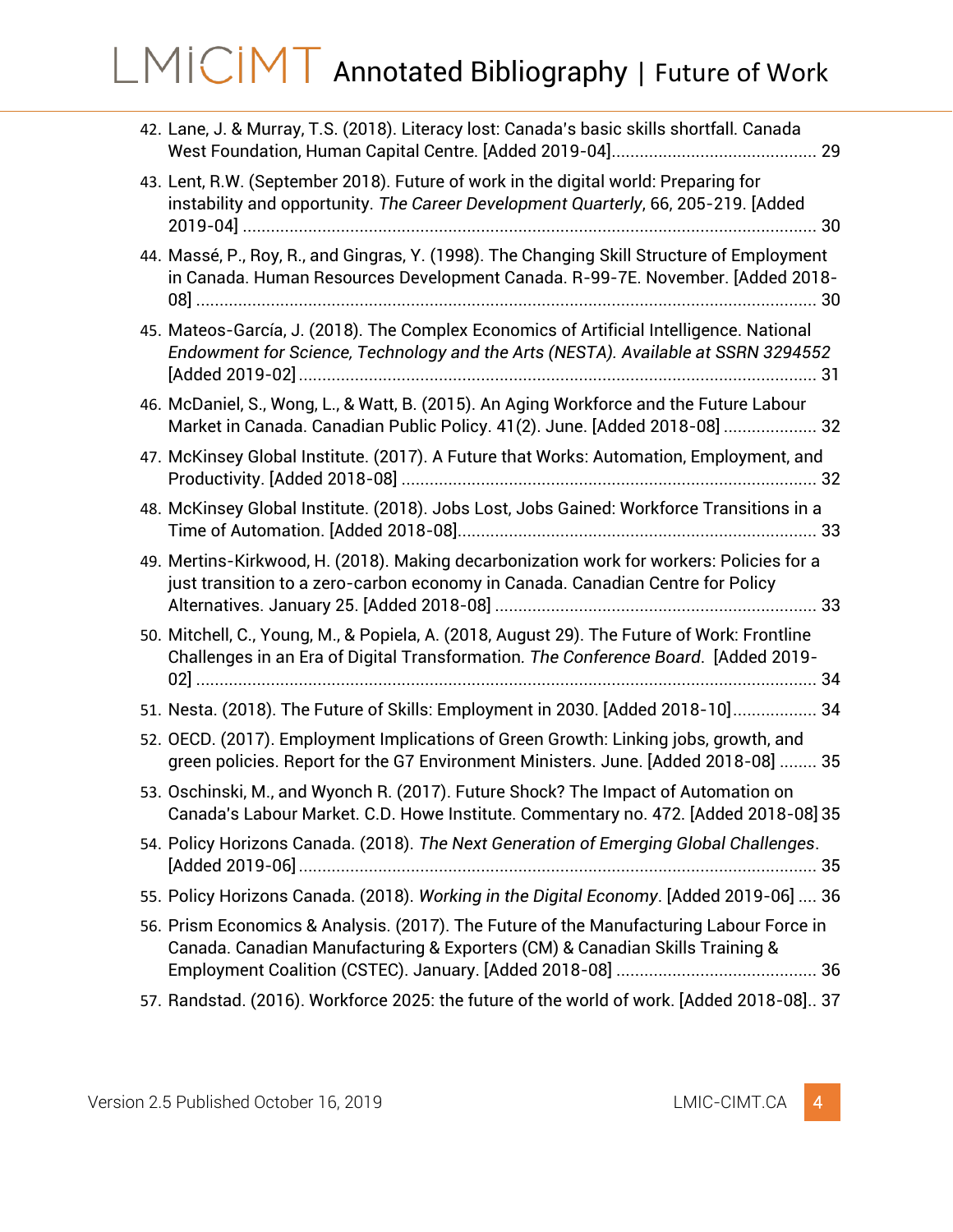42. Lane, J. & Murray, T.S. (2018). Literacy lost: Canada's basic skills shortfall. Canada West Foundation, Human Capital Centre. [Added 2019-04]............................................ 29
43. Lent, R.W. (September 2018). Future of work in the digital world: Preparing for instability and opportunity. *The Career Development Quarterly*, 66, 205-219. [Added 2019-04] ........................................................................................................................ 30
44. Massé, P., Roy, R., and Gingras, Y. (1998). The Changing Skill Structure of Employment in Canada. Human Resources Development Canada. R-99-7E. November. [Added 2018-08] .................................................................................................................................. 30
45. Mateos-García, J. (2018). The Complex Economics of Artificial Intelligence. National *Endowment for Science, Technology and the Arts (NESTA). Available at SSRN 3294552* [Added 2019-02] .............................................................................................................. 31
46. McDaniel, S., Wong, L., & Watt, B. (2015). An Aging Workforce and the Future Labour Market in Canada. Canadian Public Policy. 41(2). June. [Added 2018-08] .................... 32
47. McKinsey Global Institute. (2017). A Future that Works: Automation, Employment, and Productivity. [Added 2018-08] ......................................................................................... 32
48. McKinsey Global Institute. (2018). Jobs Lost, Jobs Gained: Workforce Transitions in a Time of Automation. [Added 2018-08]............................................................................ 33
49. Mertins-Kirkwood, H. (2018). Making decarbonization work for workers: Policies for a just transition to a zero-carbon economy in Canada. Canadian Centre for Policy Alternatives. January 25. [Added 2018-08] ..................................................................... 33
50. Mitchell, C., Young, M., & Popiela, A. (2018, August 29). The Future of Work: Frontline Challenges in an Era of Digital Transformation. *The Conference Board*. [Added 2019-02] .................................................................................................................................. 34
51. Nesta. (2018). The Future of Skills: Employment in 2030. [Added 2018-10].................. 34
52. OECD. (2017). Employment Implications of Green Growth: Linking jobs, growth, and green policies. Report for the G7 Environment Ministers. June. [Added 2018-08] ........ 35
53. Oschinski, M., and Wyonch R. (2017). Future Shock? The Impact of Automation on Canada's Labour Market. C.D. Howe Institute. Commentary no. 472. [Added 2018-08] 35
54. Policy Horizons Canada. (2018). *The Next Generation of Emerging Global Challenges*. [Added 2019-06] .............................................................................................................. 35
55. Policy Horizons Canada. (2018). *Working in the Digital Economy*. [Added 2019-06] .... 36
56. Prism Economics & Analysis. (2017). The Future of the Manufacturing Labour Force in Canada. Canadian Manufacturing & Exporters (CM) & Canadian Skills Training & Employment Coalition (CSTEC). January. [Added 2018-08] ........................................... 36
57. Randstad. (2016). Workforce 2025: the future of the world of work. [Added 2018-08].. 37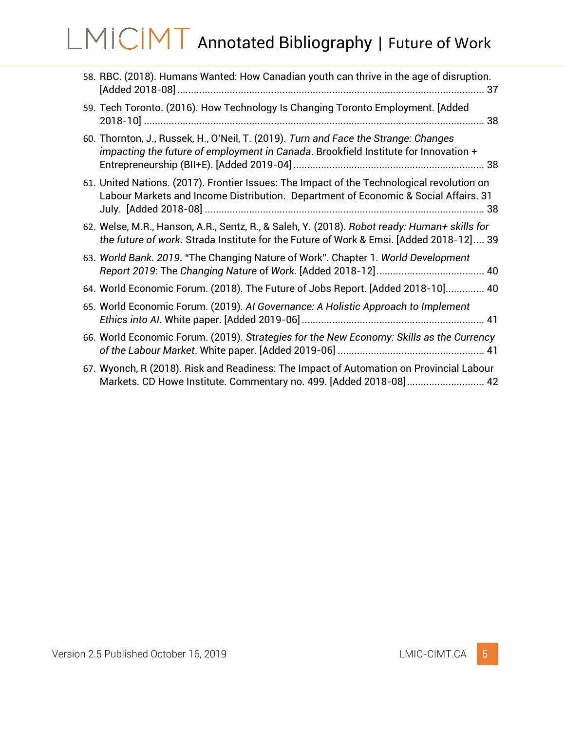58. RBC. (2018). Humans Wanted: How Canadian youth can thrive in the age of disruption. [Added 2018-08] ............................................................................................................... 37
59. Tech Toronto. (2016). How Technology Is Changing Toronto Employment. [Added 2018-10] .......................................................................................................................... 38
60. Thornton, J., Russek, H., O'Neil, T. (2019). *Turn and Face the Strange: Changes impacting the future of employment in Canada*. Brookfield Institute for Innovation + Entrepreneurship (BII+E). [Added 2019-04] ..................................................................... 38
61. United Nations. (2017). Frontier Issues: The Impact of the Technological revolution on Labour Markets and Income Distribution. Department of Economic & Social Affairs. 31 July. [Added 2018-08] ..................................................................................................... 38
62. Welse, M.R., Hanson, A.R., Sentz, R., & Saleh, Y. (2018). *Robot ready: Human+ skills for the future of work.* Strada Institute for the Future of Work & Emsi. [Added 2018-12] .... 39
63. *World Bank. 2019*. "The Changing Nature of Work". Chapter 1. *World Development Report 2019*: The *Changing Nature* of *Work*. [Added 2018-12] ....................................... 40
64. World Economic Forum. (2018). The Future of Jobs Report. [Added 2018-10] .............. 40
65. World Economic Forum. (2019). *AI Governance: A Holistic Approach to Implement Ethics into AI*. White paper. [Added 2019-06] .................................................................. 41
66. World Economic Forum. (2019). *Strategies for the New Economy: Skills as the Currency of the Labour Market*. White paper. [Added 2019-06] ..................................................... 41
67. Wyonch, R (2018). Risk and Readiness: The Impact of Automation on Provincial Labour Markets. CD Howe Institute. Commentary no. 499. [Added 2018-08] ............................ 42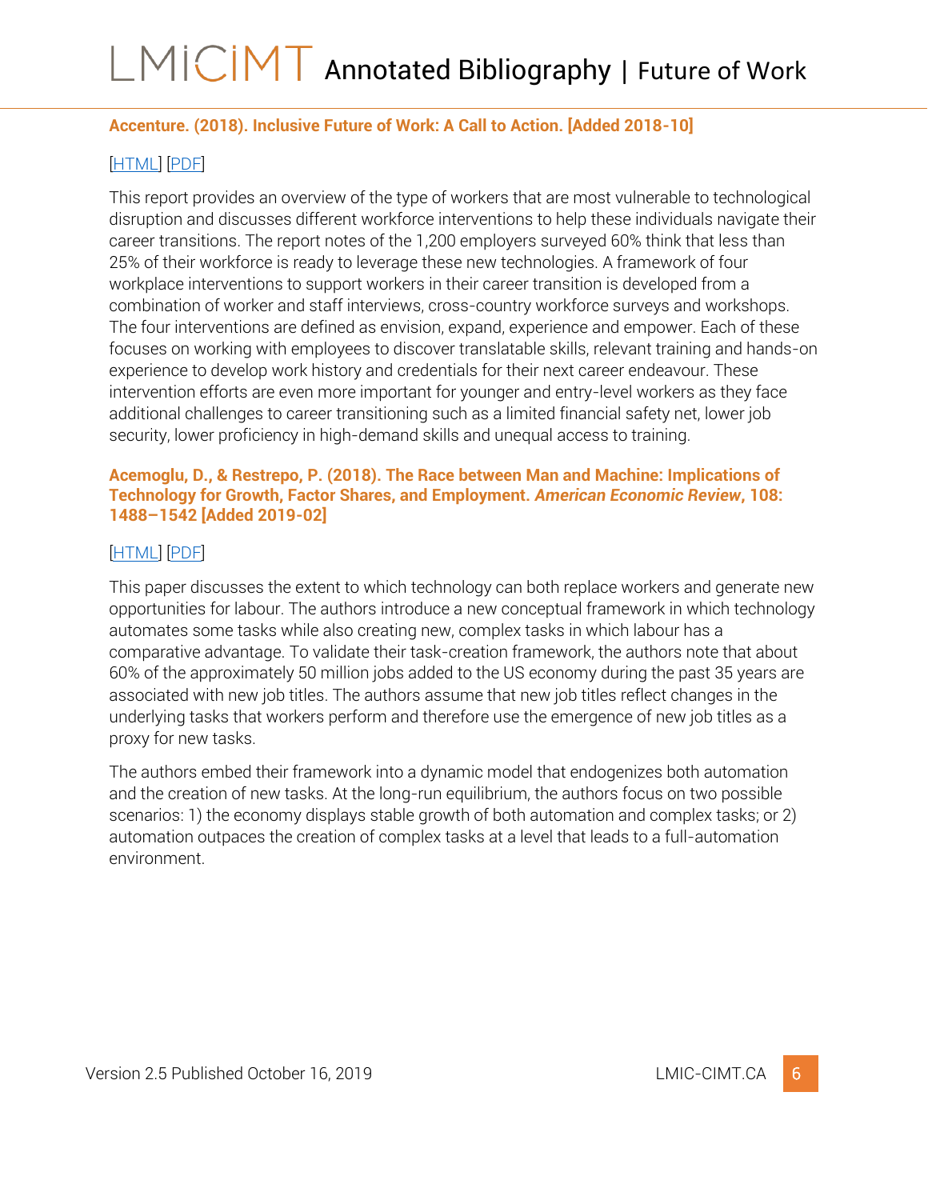**Accenture. (2018). Inclusive Future of Work: A Call to Action. [Added 2018-10]**

[HTML] [PDF]

This report provides an overview of the type of workers that are most vulnerable to technological disruption and discusses different workforce interventions to help these individuals navigate their career transitions. The report notes of the 1,200 employers surveyed 60% think that less than 25% of their workforce is ready to leverage these new technologies. A framework of four workplace interventions to support workers in their career transition is developed from a combination of worker and staff interviews, cross-country workforce surveys and workshops. The four interventions are defined as envision, expand, experience and empower. Each of these focuses on working with employees to discover translatable skills, relevant training and hands-on experience to develop work history and credentials for their next career endeavour. These intervention efforts are even more important for younger and entry-level workers as they face additional challenges to career transitioning such as a limited financial safety net, lower job security, lower proficiency in high-demand skills and unequal access to training.

**Acemoglu, D., & Restrepo, P. (2018). The Race between Man and Machine: Implications of Technology for Growth, Factor Shares, and Employment. *American Economic Review*, 108: 1488–1542 [Added 2019-02]**

[HTML] [PDF]

This paper discusses the extent to which technology can both replace workers and generate new opportunities for labour. The authors introduce a new conceptual framework in which technology automates some tasks while also creating new, complex tasks in which labour has a comparative advantage. To validate their task-creation framework, the authors note that about 60% of the approximately 50 million jobs added to the US economy during the past 35 years are associated with new job titles. The authors assume that new job titles reflect changes in the underlying tasks that workers perform and therefore use the emergence of new job titles as a proxy for new tasks.

The authors embed their framework into a dynamic model that endogenizes both automation and the creation of new tasks. At the long-run equilibrium, the authors focus on two possible scenarios: 1) the economy displays stable growth of both automation and complex tasks; or 2) automation outpaces the creation of complex tasks at a level that leads to a full-automation environment.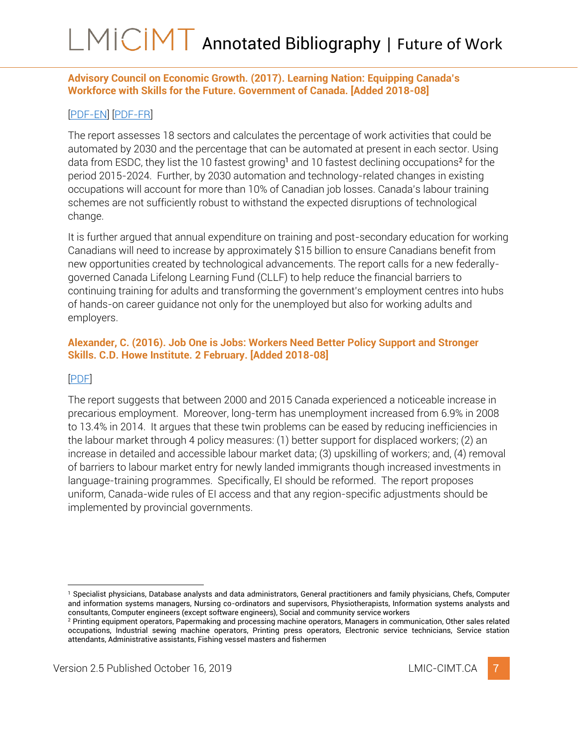**Advisory Council on Economic Growth. (2017). Learning Nation: Equipping Canada's Workforce with Skills for the Future. Government of Canada. [Added 2018-08]**

[PDF-EN] [PDF-FR]

The report assesses 18 sectors and calculates the percentage of work activities that could be automated by 2030 and the percentage that can be automated at present in each sector. Using data from ESDC, they list the 10 fastest growing[1] and 10 fastest declining occupations[2] for the period 2015-2024. Further, by 2030 automation and technology-related changes in existing occupations will account for more than 10% of Canadian job losses. Canada's labour training schemes are not sufficiently robust to withstand the expected disruptions of technological change.

It is further argued that annual expenditure on training and post-secondary education for working Canadians will need to increase by approximately $15 billion to ensure Canadians benefit from new opportunities created by technological advancements. The report calls for a new federally-governed Canada Lifelong Learning Fund (CLLF) to help reduce the financial barriers to continuing training for adults and transforming the government's employment centres into hubs of hands-on career guidance not only for the unemployed but also for working adults and employers.

**Alexander, C. (2016). Job One is Jobs: Workers Need Better Policy Support and Stronger Skills. C.D. Howe Institute. 2 February. [Added 2018-08]**

[PDF]

The report suggests that between 2000 and 2015 Canada experienced a noticeable increase in precarious employment. Moreover, long-term has unemployment increased from 6.9% in 2008 to 13.4% in 2014. It argues that these twin problems can be eased by reducing inefficiencies in the labour market through 4 policy measures: (1) better support for displaced workers; (2) an increase in detailed and accessible labour market data; (3) upskilling of workers; and, (4) removal of barriers to labour market entry for newly landed immigrants though increased investments in language-training programmes. Specifically, EI should be reformed. The report proposes uniform, Canada-wide rules of EI access and that any region-specific adjustments should be implemented by provincial governments.

---

[1] Specialist physicians, Database analysts and data administrators, General practitioners and family physicians, Chefs, Computer and information systems managers, Nursing co-ordinators and supervisors, Physiotherapists, Information systems analysts and consultants, Computer engineers (except software engineers), Social and community service workers

[2] Printing equipment operators, Papermaking and processing machine operators, Managers in communication, Other sales related occupations, Industrial sewing machine operators, Printing press operators, Electronic service technicians, Service station attendants, Administrative assistants, Fishing vessel masters and fishermen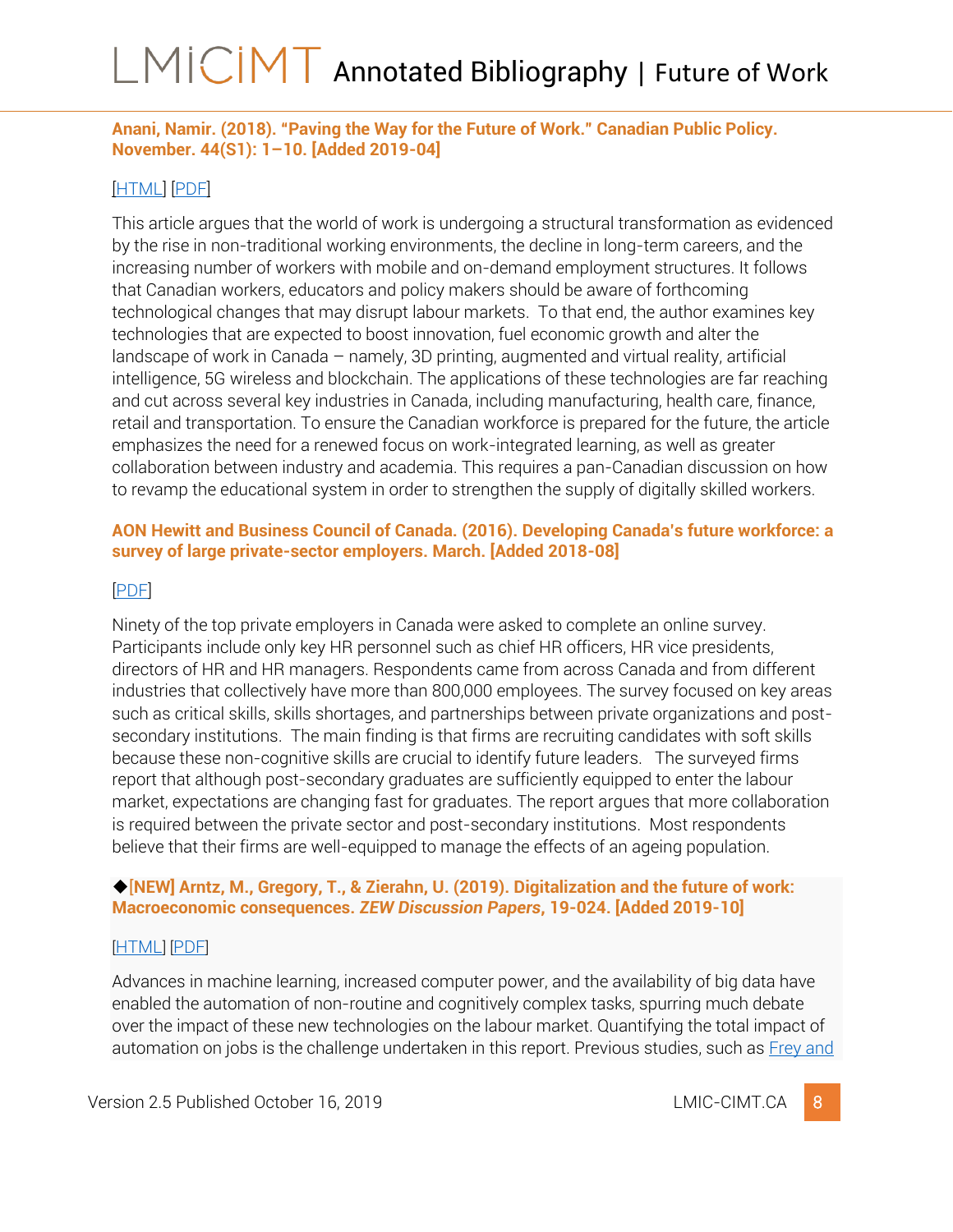**Anani, Namir. (2018). "Paving the Way for the Future of Work." Canadian Public Policy. November. 44(S1): 1–10. [Added 2019-04]**

[HTML] [PDF]

This article argues that the world of work is undergoing a structural transformation as evidenced by the rise in non-traditional working environments, the decline in long-term careers, and the increasing number of workers with mobile and on-demand employment structures. It follows that Canadian workers, educators and policy makers should be aware of forthcoming technological changes that may disrupt labour markets. To that end, the author examines key technologies that are expected to boost innovation, fuel economic growth and alter the landscape of work in Canada – namely, 3D printing, augmented and virtual reality, artificial intelligence, 5G wireless and blockchain. The applications of these technologies are far reaching and cut across several key industries in Canada, including manufacturing, health care, finance, retail and transportation. To ensure the Canadian workforce is prepared for the future, the article emphasizes the need for a renewed focus on work-integrated learning, as well as greater collaboration between industry and academia. This requires a pan-Canadian discussion on how to revamp the educational system in order to strengthen the supply of digitally skilled workers.

**AON Hewitt and Business Council of Canada. (2016). Developing Canada's future workforce: a survey of large private-sector employers. March. [Added 2018-08]**

[PDF]

Ninety of the top private employers in Canada were asked to complete an online survey. Participants include only key HR personnel such as chief HR officers, HR vice presidents, directors of HR and HR managers. Respondents came from across Canada and from different industries that collectively have more than 800,000 employees. The survey focused on key areas such as critical skills, skills shortages, and partnerships between private organizations and post-secondary institutions. The main finding is that firms are recruiting candidates with soft skills because these non-cognitive skills are crucial to identify future leaders. The surveyed firms report that although post-secondary graduates are sufficiently equipped to enter the labour market, expectations are changing fast for graduates. The report argues that more collaboration is required between the private sector and post-secondary institutions. Most respondents believe that their firms are well-equipped to manage the effects of an ageing population.

**◆[NEW] Arntz, M., Gregory, T., & Zierahn, U. (2019). Digitalization and the future of work: Macroeconomic consequences. *ZEW Discussion Papers*, 19-024. [Added 2019-10]**

[HTML] [PDF]

Advances in machine learning, increased computer power, and the availability of big data have enabled the automation of non-routine and cognitively complex tasks, spurring much debate over the impact of these new technologies on the labour market. Quantifying the total impact of automation on jobs is the challenge undertaken in this report. Previous studies, such as Frey and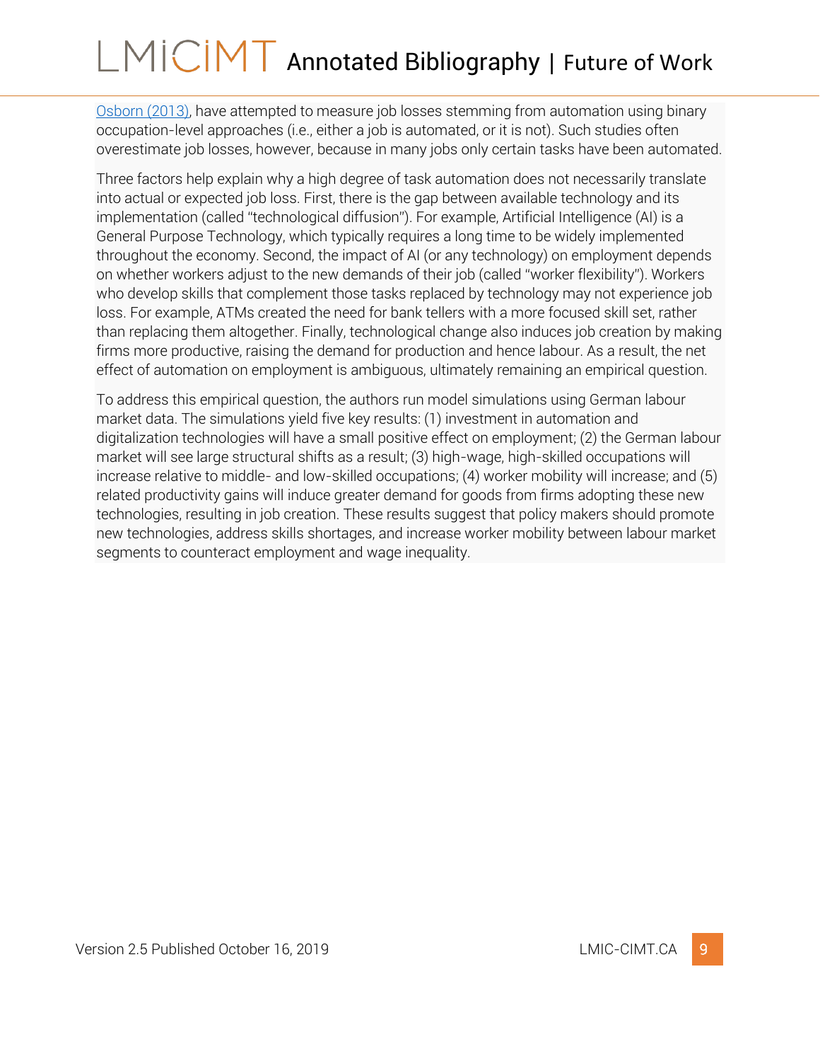Osborn (2013), have attempted to measure job losses stemming from automation using binary occupation-level approaches (i.e., either a job is automated, or it is not). Such studies often overestimate job losses, however, because in many jobs only certain tasks have been automated.

Three factors help explain why a high degree of task automation does not necessarily translate into actual or expected job loss. First, there is the gap between available technology and its implementation (called "technological diffusion"). For example, Artificial Intelligence (AI) is a General Purpose Technology, which typically requires a long time to be widely implemented throughout the economy. Second, the impact of AI (or any technology) on employment depends on whether workers adjust to the new demands of their job (called "worker flexibility"). Workers who develop skills that complement those tasks replaced by technology may not experience job loss. For example, ATMs created the need for bank tellers with a more focused skill set, rather than replacing them altogether. Finally, technological change also induces job creation by making firms more productive, raising the demand for production and hence labour. As a result, the net effect of automation on employment is ambiguous, ultimately remaining an empirical question.

To address this empirical question, the authors run model simulations using German labour market data. The simulations yield five key results: (1) investment in automation and digitalization technologies will have a small positive effect on employment; (2) the German labour market will see large structural shifts as a result; (3) high-wage, high-skilled occupations will increase relative to middle- and low-skilled occupations; (4) worker mobility will increase; and (5) related productivity gains will induce greater demand for goods from firms adopting these new technologies, resulting in job creation. These results suggest that policy makers should promote new technologies, address skills shortages, and increase worker mobility between labour market segments to counteract employment and wage inequality.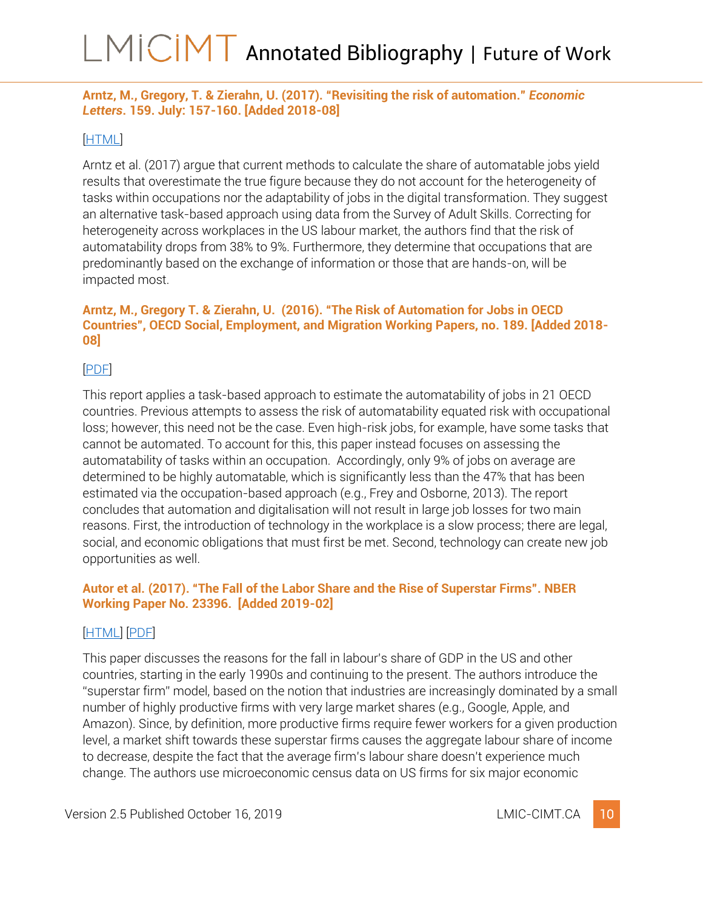**Arntz, M., Gregory, T. & Zierahn, U. (2017). "Revisiting the risk of automation." *Economic Letters*. 159. July: 157-160. [Added 2018-08]**

[HTML]

Arntz et al. (2017) argue that current methods to calculate the share of automatable jobs yield results that overestimate the true figure because they do not account for the heterogeneity of tasks within occupations nor the adaptability of jobs in the digital transformation. They suggest an alternative task-based approach using data from the Survey of Adult Skills. Correcting for heterogeneity across workplaces in the US labour market, the authors find that the risk of automatability drops from 38% to 9%. Furthermore, they determine that occupations that are predominantly based on the exchange of information or those that are hands-on, will be impacted most.

**Arntz, M., Gregory T. & Zierahn, U. (2016). "The Risk of Automation for Jobs in OECD Countries", OECD Social, Employment, and Migration Working Papers, no. 189. [Added 2018-08]**

[PDF]

This report applies a task-based approach to estimate the automatability of jobs in 21 OECD countries. Previous attempts to assess the risk of automatability equated risk with occupational loss; however, this need not be the case. Even high-risk jobs, for example, have some tasks that cannot be automated. To account for this, this paper instead focuses on assessing the automatability of tasks within an occupation. Accordingly, only 9% of jobs on average are determined to be highly automatable, which is significantly less than the 47% that has been estimated via the occupation-based approach (e.g., Frey and Osborne, 2013). The report concludes that automation and digitalisation will not result in large job losses for two main reasons. First, the introduction of technology in the workplace is a slow process; there are legal, social, and economic obligations that must first be met. Second, technology can create new job opportunities as well.

**Autor et al. (2017). "The Fall of the Labor Share and the Rise of Superstar Firms". NBER Working Paper No. 23396. [Added 2019-02]**

[HTML] [PDF]

This paper discusses the reasons for the fall in labour's share of GDP in the US and other countries, starting in the early 1990s and continuing to the present. The authors introduce the "superstar firm" model, based on the notion that industries are increasingly dominated by a small number of highly productive firms with very large market shares (e.g., Google, Apple, and Amazon). Since, by definition, more productive firms require fewer workers for a given production level, a market shift towards these superstar firms causes the aggregate labour share of income to decrease, despite the fact that the average firm's labour share doesn't experience much change. The authors use microeconomic census data on US firms for six major economic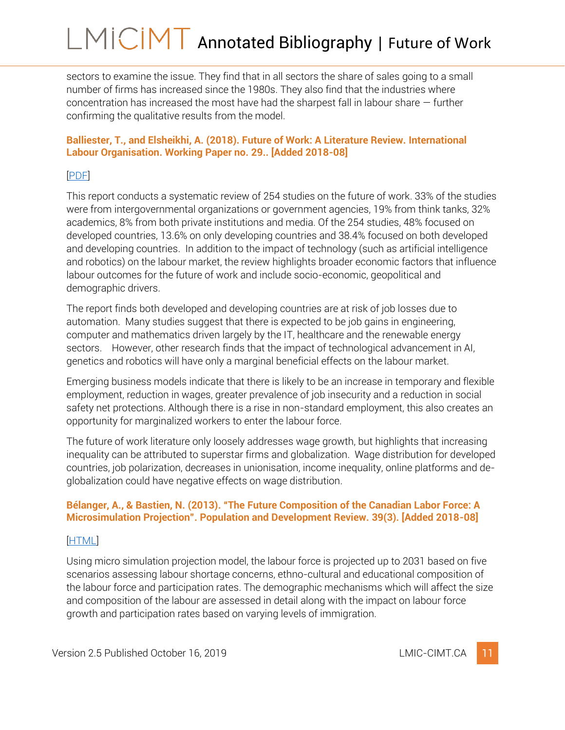sectors to examine the issue. They find that in all sectors the share of sales going to a small number of firms has increased since the 1980s. They also find that the industries where concentration has increased the most have had the sharpest fall in labour share — further confirming the qualitative results from the model.

**Balliester, T., and Elsheikhi, A. (2018). Future of Work: A Literature Review. International Labour Organisation. Working Paper no. 29.. [Added 2018-08]**

[PDF]

This report conducts a systematic review of 254 studies on the future of work. 33% of the studies were from intergovernmental organizations or government agencies, 19% from think tanks, 32% academics, 8% from both private institutions and media. Of the 254 studies, 48% focused on developed countries, 13.6% on only developing countries and 38.4% focused on both developed and developing countries. In addition to the impact of technology (such as artificial intelligence and robotics) on the labour market, the review highlights broader economic factors that influence labour outcomes for the future of work and include socio-economic, geopolitical and demographic drivers.

The report finds both developed and developing countries are at risk of job losses due to automation. Many studies suggest that there is expected to be job gains in engineering, computer and mathematics driven largely by the IT, healthcare and the renewable energy sectors. However, other research finds that the impact of technological advancement in AI, genetics and robotics will have only a marginal beneficial effects on the labour market.

Emerging business models indicate that there is likely to be an increase in temporary and flexible employment, reduction in wages, greater prevalence of job insecurity and a reduction in social safety net protections. Although there is a rise in non-standard employment, this also creates an opportunity for marginalized workers to enter the labour force.

The future of work literature only loosely addresses wage growth, but highlights that increasing inequality can be attributed to superstar firms and globalization. Wage distribution for developed countries, job polarization, decreases in unionisation, income inequality, online platforms and de-globalization could have negative effects on wage distribution.

**Bélanger, A., & Bastien, N. (2013). "The Future Composition of the Canadian Labor Force: A Microsimulation Projection". Population and Development Review. 39(3). [Added 2018-08]**

[HTML]

Using micro simulation projection model, the labour force is projected up to 2031 based on five scenarios assessing labour shortage concerns, ethno-cultural and educational composition of the labour force and participation rates. The demographic mechanisms which will affect the size and composition of the labour are assessed in detail along with the impact on labour force growth and participation rates based on varying levels of immigration.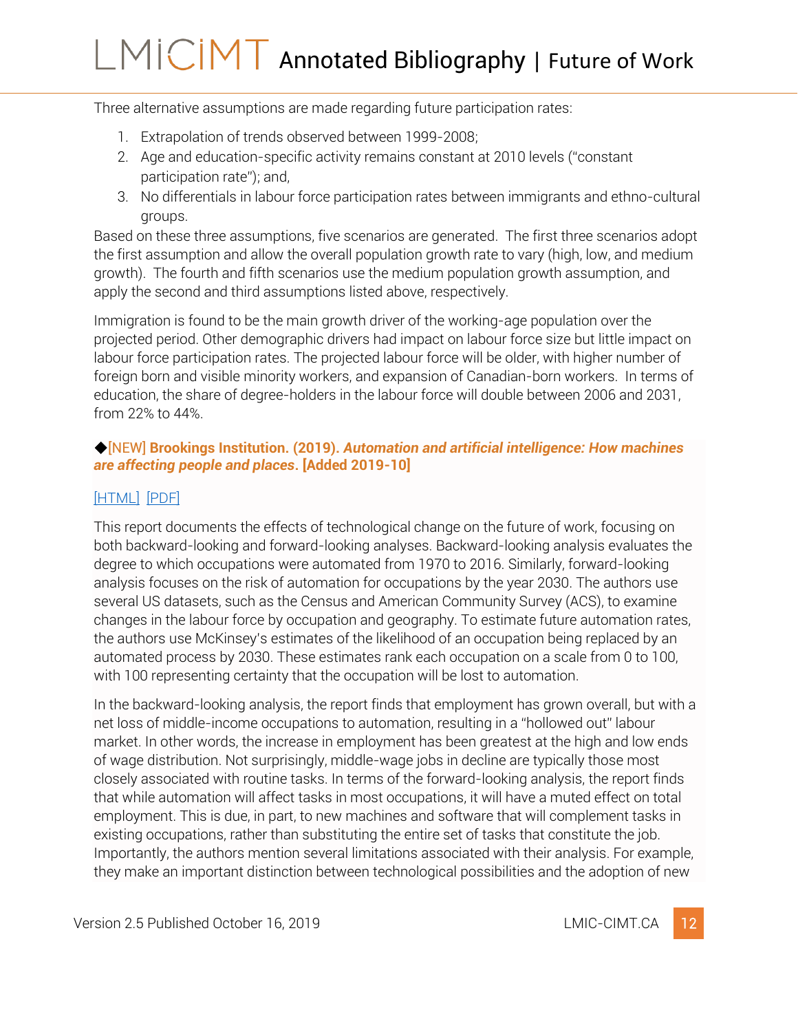Three alternative assumptions are made regarding future participation rates:

1. Extrapolation of trends observed between 1999-2008;
2. Age and education-specific activity remains constant at 2010 levels ("constant participation rate"); and,
3. No differentials in labour force participation rates between immigrants and ethno-cultural groups.

Based on these three assumptions, five scenarios are generated. The first three scenarios adopt the first assumption and allow the overall population growth rate to vary (high, low, and medium growth). The fourth and fifth scenarios use the medium population growth assumption, and apply the second and third assumptions listed above, respectively.

Immigration is found to be the main growth driver of the working-age population over the projected period. Other demographic drivers had impact on labour force size but little impact on labour force participation rates. The projected labour force will be older, with higher number of foreign born and visible minority workers, and expansion of Canadian-born workers. In terms of education, the share of degree-holders in the labour force will double between 2006 and 2031, from 22% to 44%.

◆[NEW] **Brookings Institution. (2019).** ***Automation and artificial intelligence: How machines are affecting people and places*****. [Added 2019-10]**

[HTML] [PDF]

This report documents the effects of technological change on the future of work, focusing on both backward-looking and forward-looking analyses. Backward-looking analysis evaluates the degree to which occupations were automated from 1970 to 2016. Similarly, forward-looking analysis focuses on the risk of automation for occupations by the year 2030. The authors use several US datasets, such as the Census and American Community Survey (ACS), to examine changes in the labour force by occupation and geography. To estimate future automation rates, the authors use McKinsey's estimates of the likelihood of an occupation being replaced by an automated process by 2030. These estimates rank each occupation on a scale from 0 to 100, with 100 representing certainty that the occupation will be lost to automation.

In the backward-looking analysis, the report finds that employment has grown overall, but with a net loss of middle-income occupations to automation, resulting in a "hollowed out" labour market. In other words, the increase in employment has been greatest at the high and low ends of wage distribution. Not surprisingly, middle-wage jobs in decline are typically those most closely associated with routine tasks. In terms of the forward-looking analysis, the report finds that while automation will affect tasks in most occupations, it will have a muted effect on total employment. This is due, in part, to new machines and software that will complement tasks in existing occupations, rather than substituting the entire set of tasks that constitute the job. Importantly, the authors mention several limitations associated with their analysis. For example, they make an important distinction between technological possibilities and the adoption of new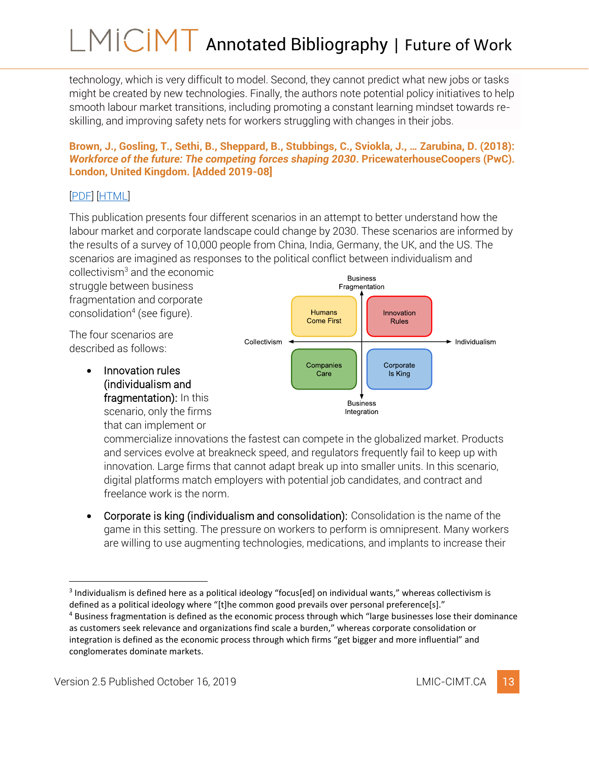technology, which is very difficult to model. Second, they cannot predict what new jobs or tasks might be created by new technologies. Finally, the authors note potential policy initiatives to help smooth labour market transitions, including promoting a constant learning mindset towards re-skilling, and improving safety nets for workers struggling with changes in their jobs.

**Brown, J., Gosling, T., Sethi, B., Sheppard, B., Stubbings, C., Sviokla, J., … Zarubina, D. (2018): *Workforce of the future: The competing forces shaping 2030*. PricewaterhouseCoopers (PwC). London, United Kingdom. [Added 2019-08]**

[PDF] [HTML]

This publication presents four different scenarios in an attempt to better understand how the labour market and corporate landscape could change by 2030. These scenarios are informed by the results of a survey of 10,000 people from China, India, Germany, the UK, and the US. The scenarios are imagined as responses to the political conflict between individualism and collectivism[3] and the economic struggle between business fragmentation and corporate consolidation[4] (see figure).

Business Fragmentation

| | Collectivism | Individualism |
|---|---|---|
| Business Fragmentation | Humans Come First | Innovation Rules |
| Business Integration | Companies Care | Corporate Is King |

Business Integration

The four scenarios are described as follows:

- Innovation rules (individualism and fragmentation): In this scenario, only the firms that can implement or commercialize innovations the fastest can compete in the globalized market. Products and services evolve at breakneck speed, and regulators frequently fail to keep up with innovation. Large firms that cannot adapt break up into smaller units. In this scenario, digital platforms match employers with potential job candidates, and contract and freelance work is the norm.
- Corporate is king (individualism and consolidation): Consolidation is the name of the game in this setting. The pressure on workers to perform is omnipresent. Many workers are willing to use augmenting technologies, medications, and implants to increase their

[3] Individualism is defined here as a political ideology "focus[ed] on individual wants," whereas collectivism is defined as a political ideology where "[t]he common good prevails over personal preference[s]."

[4] Business fragmentation is defined as the economic process through which "large businesses lose their dominance as customers seek relevance and organizations find scale a burden," whereas corporate consolidation or integration is defined as the economic process through which firms "get bigger and more influential" and conglomerates dominate markets.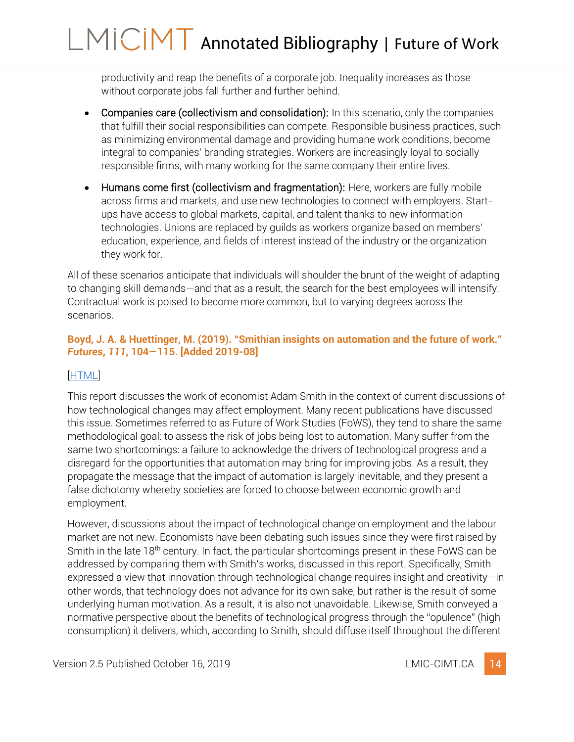productivity and reap the benefits of a corporate job. Inequality increases as those without corporate jobs fall further and further behind.

- Companies care (collectivism and consolidation): In this scenario, only the companies that fulfill their social responsibilities can compete. Responsible business practices, such as minimizing environmental damage and providing humane work conditions, become integral to companies' branding strategies. Workers are increasingly loyal to socially responsible firms, with many working for the same company their entire lives.
- Humans come first (collectivism and fragmentation): Here, workers are fully mobile across firms and markets, and use new technologies to connect with employers. Start-ups have access to global markets, capital, and talent thanks to new information technologies. Unions are replaced by guilds as workers organize based on members' education, experience, and fields of interest instead of the industry or the organization they work for.

All of these scenarios anticipate that individuals will shoulder the brunt of the weight of adapting to changing skill demands—and that as a result, the search for the best employees will intensify. Contractual work is poised to become more common, but to varying degrees across the scenarios.

**Boyd, J. A. & Huettinger, M. (2019). "Smithian insights on automation and the future of work." *Futures*, *111*, 104—115. [Added 2019-08]**

[HTML]

This report discusses the work of economist Adam Smith in the context of current discussions of how technological changes may affect employment. Many recent publications have discussed this issue. Sometimes referred to as Future of Work Studies (FoWS), they tend to share the same methodological goal: to assess the risk of jobs being lost to automation. Many suffer from the same two shortcomings: a failure to acknowledge the drivers of technological progress and a disregard for the opportunities that automation may bring for improving jobs. As a result, they propagate the message that the impact of automation is largely inevitable, and they present a false dichotomy whereby societies are forced to choose between economic growth and employment.

However, discussions about the impact of technological change on employment and the labour market are not new. Economists have been debating such issues since they were first raised by Smith in the late 18th century. In fact, the particular shortcomings present in these FoWS can be addressed by comparing them with Smith's works, discussed in this report. Specifically, Smith expressed a view that innovation through technological change requires insight and creativity—in other words, that technology does not advance for its own sake, but rather is the result of some underlying human motivation. As a result, it is also not unavoidable. Likewise, Smith conveyed a normative perspective about the benefits of technological progress through the "opulence" (high consumption) it delivers, which, according to Smith, should diffuse itself throughout the different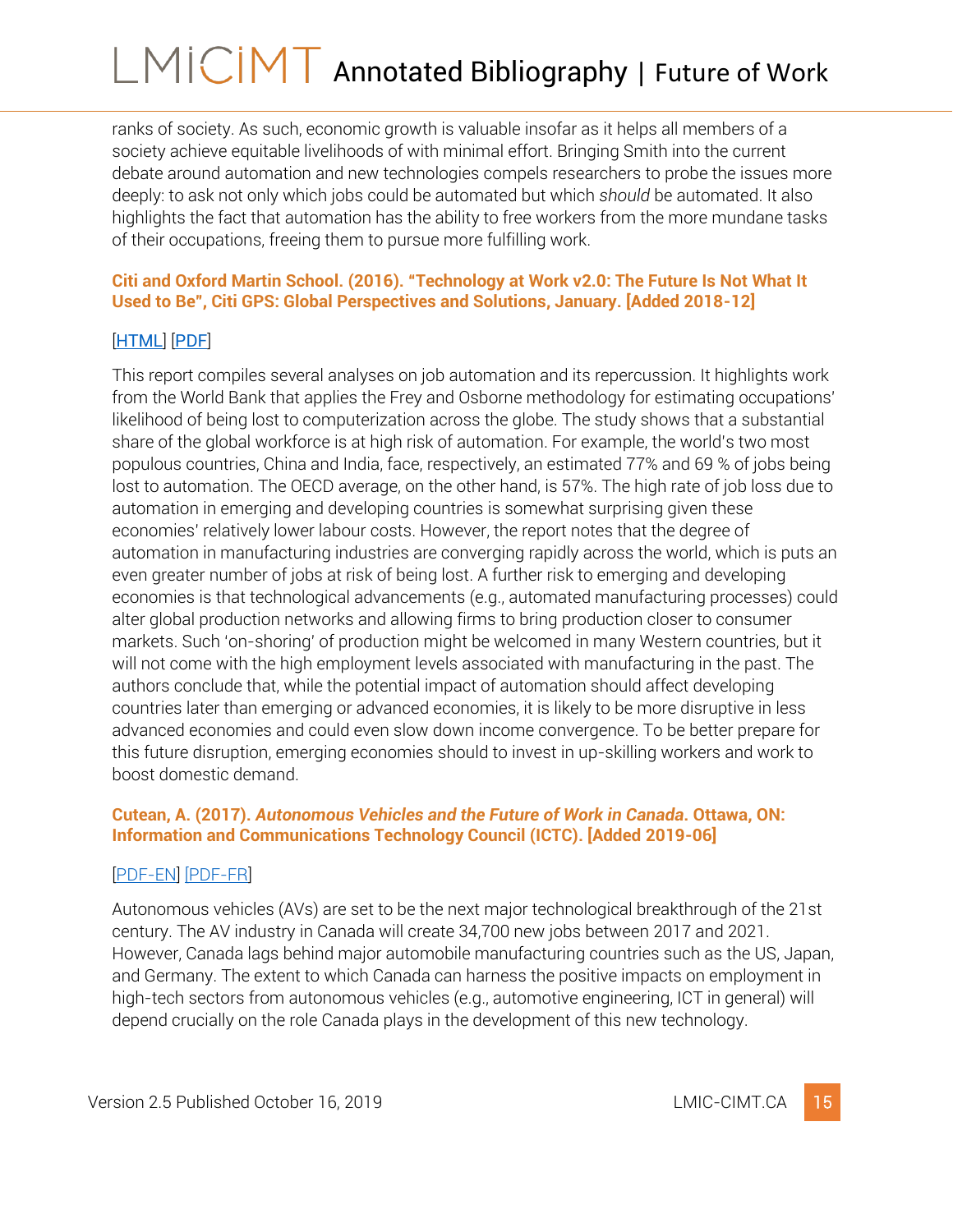ranks of society. As such, economic growth is valuable insofar as it helps all members of a society achieve equitable livelihoods of with minimal effort. Bringing Smith into the current debate around automation and new technologies compels researchers to probe the issues more deeply: to ask not only which jobs could be automated but which *should* be automated. It also highlights the fact that automation has the ability to free workers from the more mundane tasks of their occupations, freeing them to pursue more fulfilling work.

**Citi and Oxford Martin School. (2016). "Technology at Work v2.0: The Future Is Not What It Used to Be", Citi GPS: Global Perspectives and Solutions, January. [Added 2018-12]**

[HTML] [PDF]

This report compiles several analyses on job automation and its repercussion. It highlights work from the World Bank that applies the Frey and Osborne methodology for estimating occupations' likelihood of being lost to computerization across the globe. The study shows that a substantial share of the global workforce is at high risk of automation. For example, the world's two most populous countries, China and India, face, respectively, an estimated 77% and 69 % of jobs being lost to automation. The OECD average, on the other hand, is 57%. The high rate of job loss due to automation in emerging and developing countries is somewhat surprising given these economies' relatively lower labour costs. However, the report notes that the degree of automation in manufacturing industries are converging rapidly across the world, which is puts an even greater number of jobs at risk of being lost. A further risk to emerging and developing economies is that technological advancements (e.g., automated manufacturing processes) could alter global production networks and allowing firms to bring production closer to consumer markets. Such 'on-shoring' of production might be welcomed in many Western countries, but it will not come with the high employment levels associated with manufacturing in the past. The authors conclude that, while the potential impact of automation should affect developing countries later than emerging or advanced economies, it is likely to be more disruptive in less advanced economies and could even slow down income convergence. To be better prepare for this future disruption, emerging economies should to invest in up-skilling workers and work to boost domestic demand.

**Cutean, A. (2017). *Autonomous Vehicles and the Future of Work in Canada*. Ottawa, ON: Information and Communications Technology Council (ICTC). [Added 2019-06]**

[PDF-EN] [PDF-FR]

Autonomous vehicles (AVs) are set to be the next major technological breakthrough of the 21st century. The AV industry in Canada will create 34,700 new jobs between 2017 and 2021. However, Canada lags behind major automobile manufacturing countries such as the US, Japan, and Germany. The extent to which Canada can harness the positive impacts on employment in high-tech sectors from autonomous vehicles (e.g., automotive engineering, ICT in general) will depend crucially on the role Canada plays in the development of this new technology.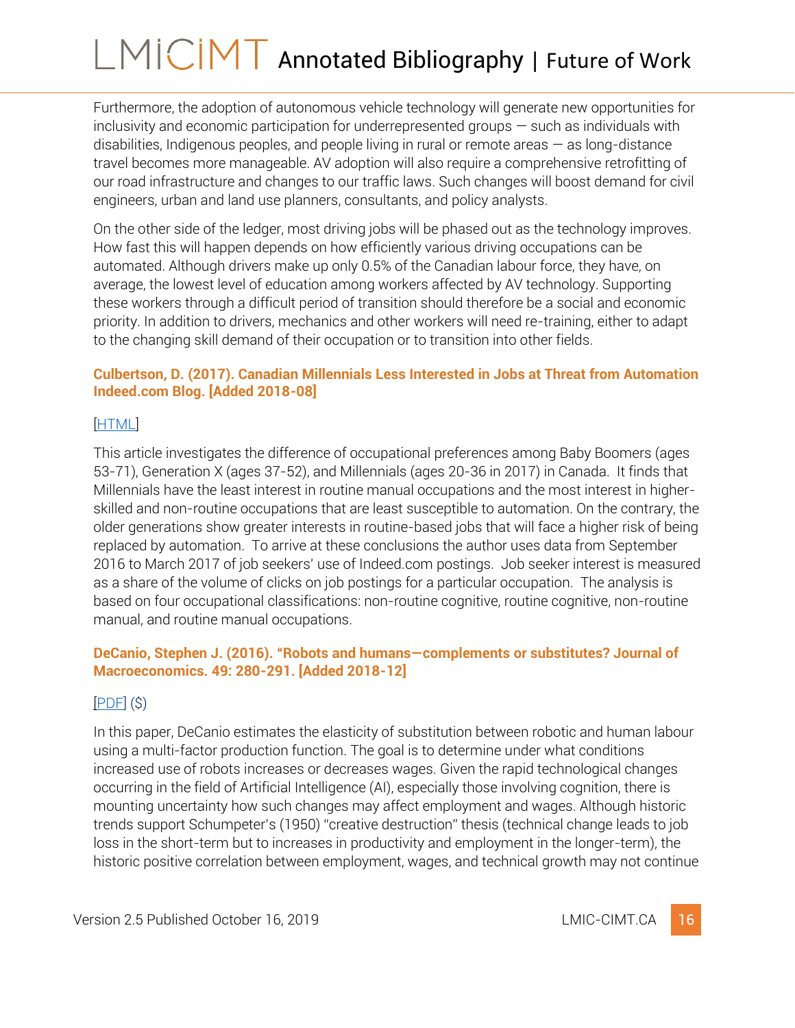Furthermore, the adoption of autonomous vehicle technology will generate new opportunities for inclusivity and economic participation for underrepresented groups — such as individuals with disabilities, Indigenous peoples, and people living in rural or remote areas — as long-distance travel becomes more manageable. AV adoption will also require a comprehensive retrofitting of our road infrastructure and changes to our traffic laws. Such changes will boost demand for civil engineers, urban and land use planners, consultants, and policy analysts.

On the other side of the ledger, most driving jobs will be phased out as the technology improves. How fast this will happen depends on how efficiently various driving occupations can be automated. Although drivers make up only 0.5% of the Canadian labour force, they have, on average, the lowest level of education among workers affected by AV technology. Supporting these workers through a difficult period of transition should therefore be a social and economic priority. In addition to drivers, mechanics and other workers will need re-training, either to adapt to the changing skill demand of their occupation or to transition into other fields.

**Culbertson, D. (2017). Canadian Millennials Less Interested in Jobs at Threat from Automation Indeed.com Blog. [Added 2018-08]**

[HTML]

This article investigates the difference of occupational preferences among Baby Boomers (ages 53-71), Generation X (ages 37-52), and Millennials (ages 20-36 in 2017) in Canada. It finds that Millennials have the least interest in routine manual occupations and the most interest in higher-skilled and non-routine occupations that are least susceptible to automation. On the contrary, the older generations show greater interests in routine-based jobs that will face a higher risk of being replaced by automation. To arrive at these conclusions the author uses data from September 2016 to March 2017 of job seekers' use of Indeed.com postings. Job seeker interest is measured as a share of the volume of clicks on job postings for a particular occupation. The analysis is based on four occupational classifications: non-routine cognitive, routine cognitive, non-routine manual, and routine manual occupations.

**DeCanio, Stephen J. (2016). "Robots and humans—complements or substitutes? Journal of Macroeconomics. 49: 280-291. [Added 2018-12]**

[PDF] ($)

In this paper, DeCanio estimates the elasticity of substitution between robotic and human labour using a multi-factor production function. The goal is to determine under what conditions increased use of robots increases or decreases wages. Given the rapid technological changes occurring in the field of Artificial Intelligence (AI), especially those involving cognition, there is mounting uncertainty how such changes may affect employment and wages. Although historic trends support Schumpeter's (1950) "creative destruction" thesis (technical change leads to job loss in the short-term but to increases in productivity and employment in the longer-term), the historic positive correlation between employment, wages, and technical growth may not continue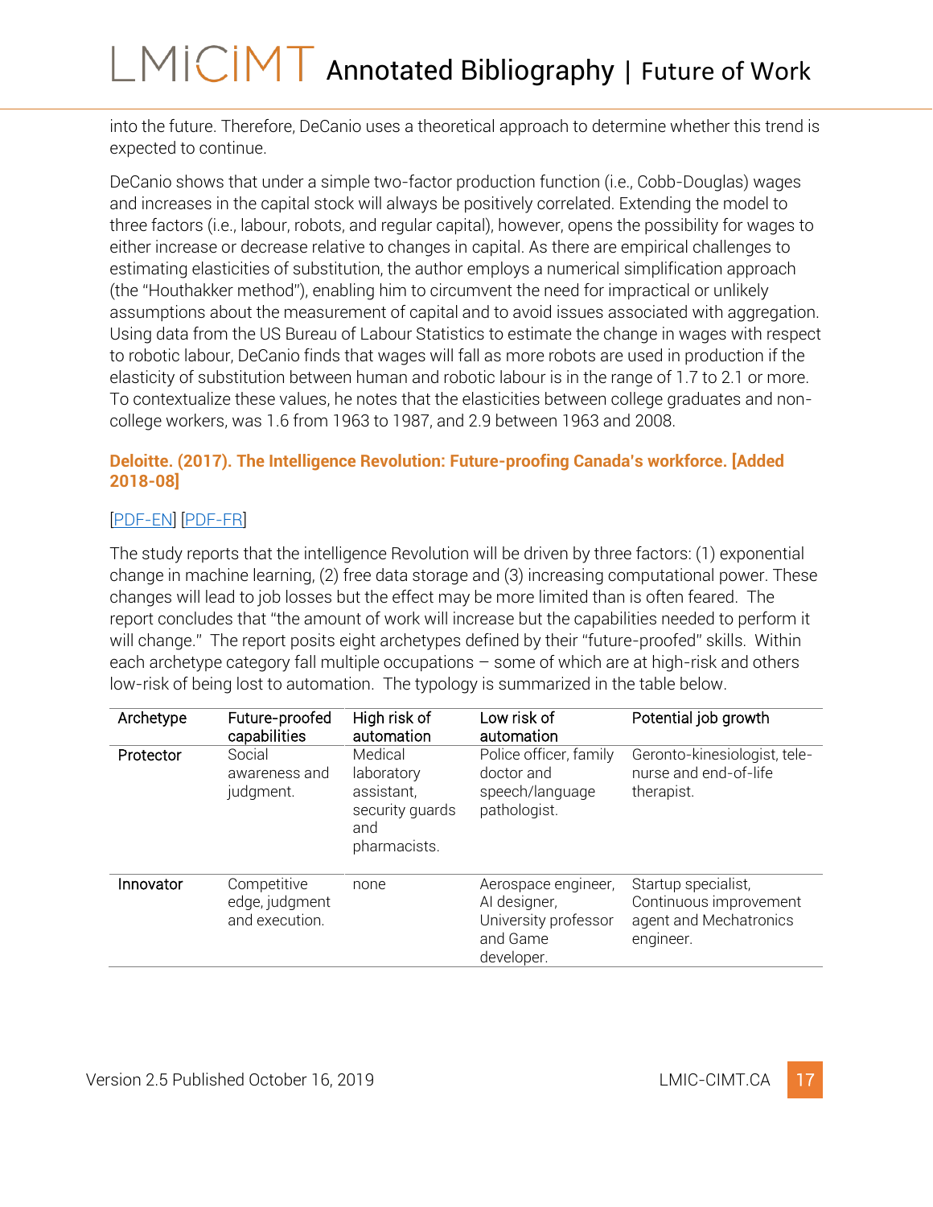into the future. Therefore, DeCanio uses a theoretical approach to determine whether this trend is expected to continue.

DeCanio shows that under a simple two-factor production function (i.e., Cobb-Douglas) wages and increases in the capital stock will always be positively correlated. Extending the model to three factors (i.e., labour, robots, and regular capital), however, opens the possibility for wages to either increase or decrease relative to changes in capital. As there are empirical challenges to estimating elasticities of substitution, the author employs a numerical simplification approach (the "Houthakker method"), enabling him to circumvent the need for impractical or unlikely assumptions about the measurement of capital and to avoid issues associated with aggregation. Using data from the US Bureau of Labour Statistics to estimate the change in wages with respect to robotic labour, DeCanio finds that wages will fall as more robots are used in production if the elasticity of substitution between human and robotic labour is in the range of 1.7 to 2.1 or more. To contextualize these values, he notes that the elasticities between college graduates and non-college workers, was 1.6 from 1963 to 1987, and 2.9 between 1963 and 2008.

### Deloitte. (2017). The Intelligence Revolution: Future-proofing Canada's workforce. [Added 2018-08]

[PDF-EN] [PDF-FR]

The study reports that the intelligence Revolution will be driven by three factors: (1) exponential change in machine learning, (2) free data storage and (3) increasing computational power. These changes will lead to job losses but the effect may be more limited than is often feared. The report concludes that "the amount of work will increase but the capabilities needed to perform it will change." The report posits eight archetypes defined by their "future-proofed" skills. Within each archetype category fall multiple occupations – some of which are at high-risk and others low-risk of being lost to automation. The typology is summarized in the table below.

| Archetype | Future-proofed capabilities | High risk of automation | Low risk of automation | Potential job growth |
|---|---|---|---|---|
| Protector | Social awareness and judgment. | Medical laboratory assistant, security guards and pharmacists. | Police officer, family doctor and speech/language pathologist. | Geronto-kinesiologist, tele-nurse and end-of-life therapist. |
| Innovator | Competitive edge, judgment and execution. | none | Aerospace engineer, AI designer, University professor and Game developer. | Startup specialist, Continuous improvement agent and Mechatronics engineer. |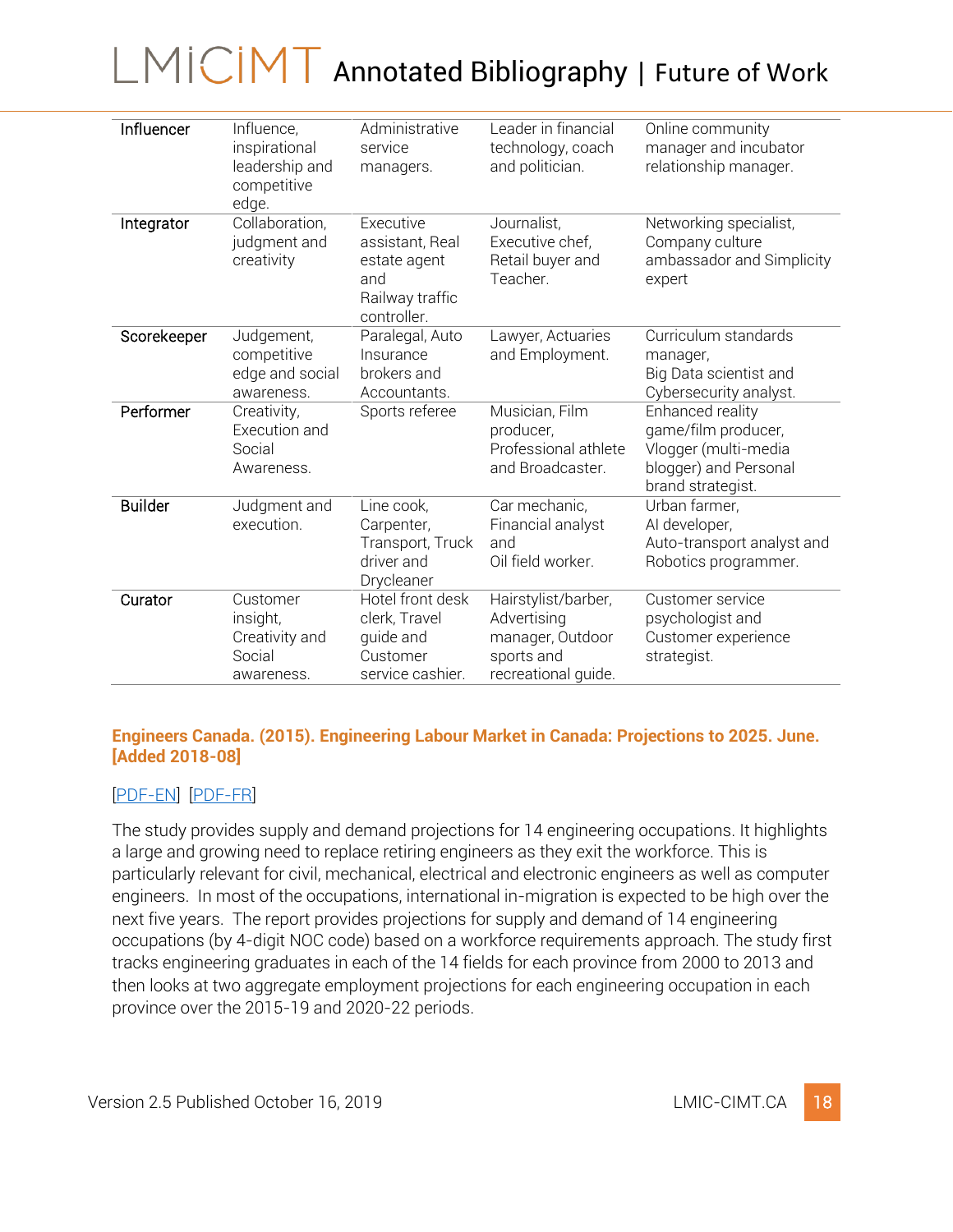| Influencer | Influence, inspirational leadership and competitive edge. | Administrative service managers. | Leader in financial technology, coach and politician. | Online community manager and incubator relationship manager. |
|---|---|---|---|---|
| Integrator | Collaboration, judgment and creativity | Executive assistant, Real estate agent and Railway traffic controller. | Journalist, Executive chef, Retail buyer and Teacher. | Networking specialist, Company culture ambassador and Simplicity expert |
| Scorekeeper | Judgement, competitive edge and social awareness. | Paralegal, Auto Insurance brokers and Accountants. | Lawyer, Actuaries and Employment. | Curriculum standards manager, Big Data scientist and Cybersecurity analyst. |
| Performer | Creativity, Execution and Social Awareness. | Sports referee | Musician, Film producer, Professional athlete and Broadcaster. | Enhanced reality game/film producer, Vlogger (multi-media blogger) and Personal brand strategist. |
| Builder | Judgment and execution. | Line cook, Carpenter, Transport, Truck driver and Drycleaner | Car mechanic, Financial analyst and Oil field worker. | Urban farmer, AI developer, Auto-transport analyst and Robotics programmer. |
| Curator | Customer insight, Creativity and Social awareness. | Hotel front desk clerk, Travel guide and Customer service cashier. | Hairstylist/barber, Advertising manager, Outdoor sports and recreational guide. | Customer service psychologist and Customer experience strategist. |

**Engineers Canada. (2015). Engineering Labour Market in Canada: Projections to 2025. June. [Added 2018-08]**

[PDF-EN] [PDF-FR]

The study provides supply and demand projections for 14 engineering occupations. It highlights a large and growing need to replace retiring engineers as they exit the workforce. This is particularly relevant for civil, mechanical, electrical and electronic engineers as well as computer engineers. In most of the occupations, international in-migration is expected to be high over the next five years. The report provides projections for supply and demand of 14 engineering occupations (by 4-digit NOC code) based on a workforce requirements approach. The study first tracks engineering graduates in each of the 14 fields for each province from 2000 to 2013 and then looks at two aggregate employment projections for each engineering occupation in each province over the 2015-19 and 2020-22 periods.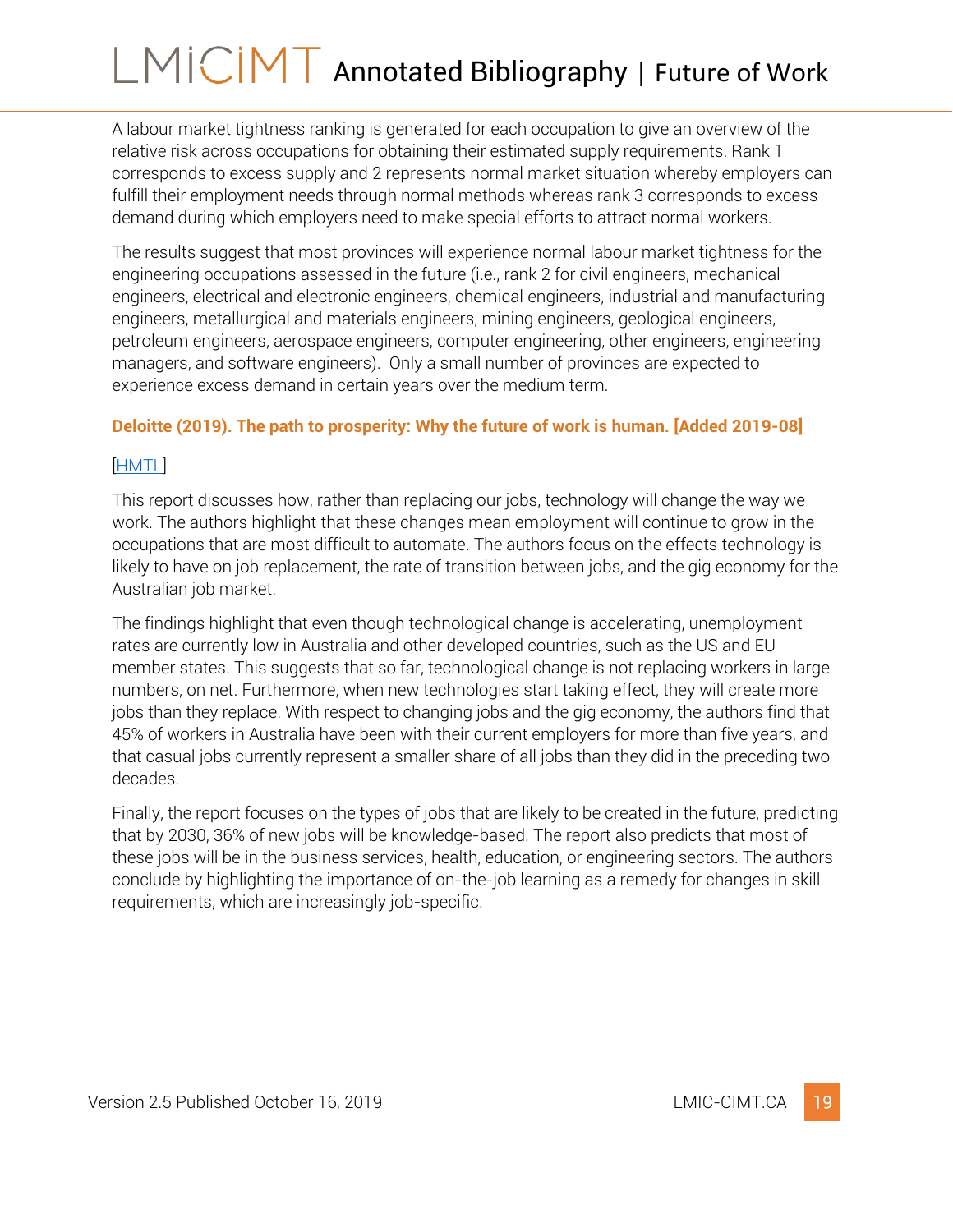A labour market tightness ranking is generated for each occupation to give an overview of the relative risk across occupations for obtaining their estimated supply requirements. Rank 1 corresponds to excess supply and 2 represents normal market situation whereby employers can fulfill their employment needs through normal methods whereas rank 3 corresponds to excess demand during which employers need to make special efforts to attract normal workers.

The results suggest that most provinces will experience normal labour market tightness for the engineering occupations assessed in the future (i.e., rank 2 for civil engineers, mechanical engineers, electrical and electronic engineers, chemical engineers, industrial and manufacturing engineers, metallurgical and materials engineers, mining engineers, geological engineers, petroleum engineers, aerospace engineers, computer engineering, other engineers, engineering managers, and software engineers). Only a small number of provinces are expected to experience excess demand in certain years over the medium term.

**Deloitte (2019). The path to prosperity: Why the future of work is human. [Added 2019-08]**

[HMTL]

This report discusses how, rather than replacing our jobs, technology will change the way we work. The authors highlight that these changes mean employment will continue to grow in the occupations that are most difficult to automate. The authors focus on the effects technology is likely to have on job replacement, the rate of transition between jobs, and the gig economy for the Australian job market.

The findings highlight that even though technological change is accelerating, unemployment rates are currently low in Australia and other developed countries, such as the US and EU member states. This suggests that so far, technological change is not replacing workers in large numbers, on net. Furthermore, when new technologies start taking effect, they will create more jobs than they replace. With respect to changing jobs and the gig economy, the authors find that 45% of workers in Australia have been with their current employers for more than five years, and that casual jobs currently represent a smaller share of all jobs than they did in the preceding two decades.

Finally, the report focuses on the types of jobs that are likely to be created in the future, predicting that by 2030, 36% of new jobs will be knowledge-based. The report also predicts that most of these jobs will be in the business services, health, education, or engineering sectors. The authors conclude by highlighting the importance of on-the-job learning as a remedy for changes in skill requirements, which are increasingly job-specific.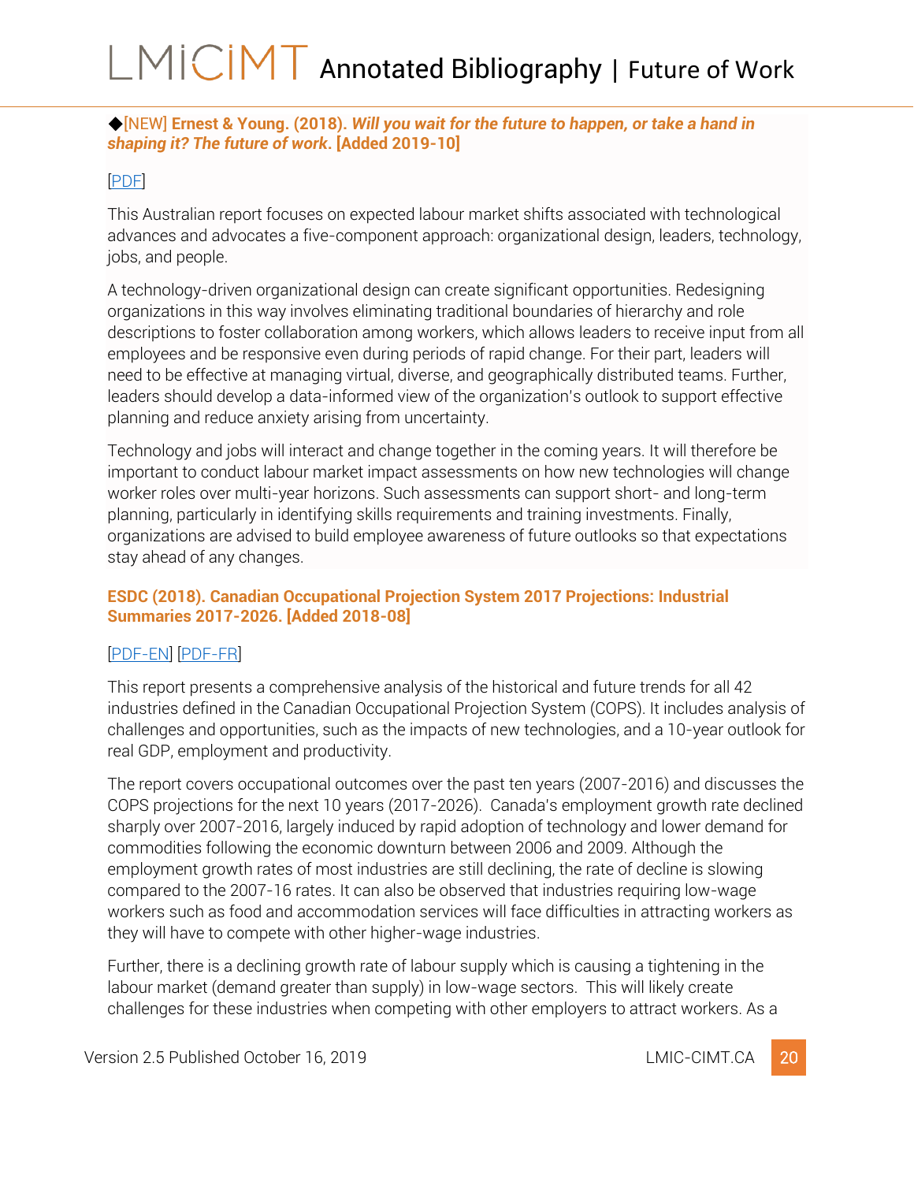◆[NEW] **Ernest & Young. (2018). *Will you wait for the future to happen, or take a hand in shaping it? The future of work*. [Added 2019-10]**

[PDF]

This Australian report focuses on expected labour market shifts associated with technological advances and advocates a five-component approach: organizational design, leaders, technology, jobs, and people.

A technology-driven organizational design can create significant opportunities. Redesigning organizations in this way involves eliminating traditional boundaries of hierarchy and role descriptions to foster collaboration among workers, which allows leaders to receive input from all employees and be responsive even during periods of rapid change. For their part, leaders will need to be effective at managing virtual, diverse, and geographically distributed teams. Further, leaders should develop a data-informed view of the organization's outlook to support effective planning and reduce anxiety arising from uncertainty.

Technology and jobs will interact and change together in the coming years. It will therefore be important to conduct labour market impact assessments on how new technologies will change worker roles over multi-year horizons. Such assessments can support short- and long-term planning, particularly in identifying skills requirements and training investments. Finally, organizations are advised to build employee awareness of future outlooks so that expectations stay ahead of any changes.

**ESDC (2018). Canadian Occupational Projection System 2017 Projections: Industrial Summaries 2017-2026. [Added 2018-08]**

[PDF-EN] [PDF-FR]

This report presents a comprehensive analysis of the historical and future trends for all 42 industries defined in the Canadian Occupational Projection System (COPS). It includes analysis of challenges and opportunities, such as the impacts of new technologies, and a 10-year outlook for real GDP, employment and productivity.

The report covers occupational outcomes over the past ten years (2007-2016) and discusses the COPS projections for the next 10 years (2017-2026). Canada's employment growth rate declined sharply over 2007-2016, largely induced by rapid adoption of technology and lower demand for commodities following the economic downturn between 2006 and 2009. Although the employment growth rates of most industries are still declining, the rate of decline is slowing compared to the 2007-16 rates. It can also be observed that industries requiring low-wage workers such as food and accommodation services will face difficulties in attracting workers as they will have to compete with other higher-wage industries.

Further, there is a declining growth rate of labour supply which is causing a tightening in the labour market (demand greater than supply) in low-wage sectors. This will likely create challenges for these industries when competing with other employers to attract workers. As a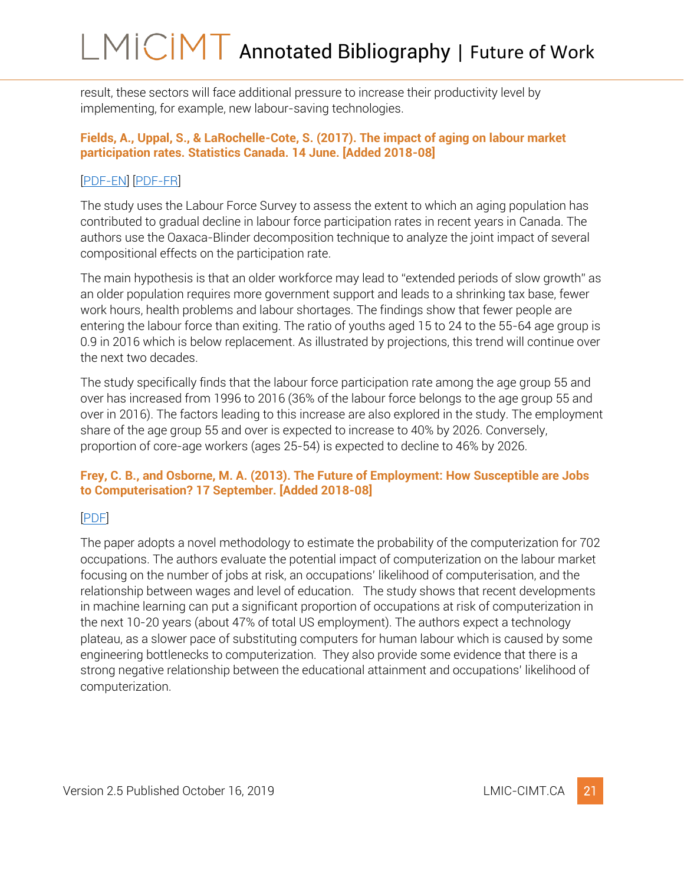result, these sectors will face additional pressure to increase their productivity level by implementing, for example, new labour-saving technologies.

### Fields, A., Uppal, S., & LaRochelle-Cote, S. (2017). The impact of aging on labour market participation rates. Statistics Canada. 14 June. [Added 2018-08]

[PDF-EN] [PDF-FR]

The study uses the Labour Force Survey to assess the extent to which an aging population has contributed to gradual decline in labour force participation rates in recent years in Canada. The authors use the Oaxaca-Blinder decomposition technique to analyze the joint impact of several compositional effects on the participation rate.

The main hypothesis is that an older workforce may lead to "extended periods of slow growth" as an older population requires more government support and leads to a shrinking tax base, fewer work hours, health problems and labour shortages. The findings show that fewer people are entering the labour force than exiting. The ratio of youths aged 15 to 24 to the 55-64 age group is 0.9 in 2016 which is below replacement. As illustrated by projections, this trend will continue over the next two decades.

The study specifically finds that the labour force participation rate among the age group 55 and over has increased from 1996 to 2016 (36% of the labour force belongs to the age group 55 and over in 2016). The factors leading to this increase are also explored in the study. The employment share of the age group 55 and over is expected to increase to 40% by 2026. Conversely, proportion of core-age workers (ages 25-54) is expected to decline to 46% by 2026.

### Frey, C. B., and Osborne, M. A. (2013). The Future of Employment: How Susceptible are Jobs to Computerisation? 17 September. [Added 2018-08]

[PDF]

The paper adopts a novel methodology to estimate the probability of the computerization for 702 occupations. The authors evaluate the potential impact of computerization on the labour market focusing on the number of jobs at risk, an occupations' likelihood of computerisation, and the relationship between wages and level of education. The study shows that recent developments in machine learning can put a significant proportion of occupations at risk of computerization in the next 10-20 years (about 47% of total US employment). The authors expect a technology plateau, as a slower pace of substituting computers for human labour which is caused by some engineering bottlenecks to computerization. They also provide some evidence that there is a strong negative relationship between the educational attainment and occupations' likelihood of computerization.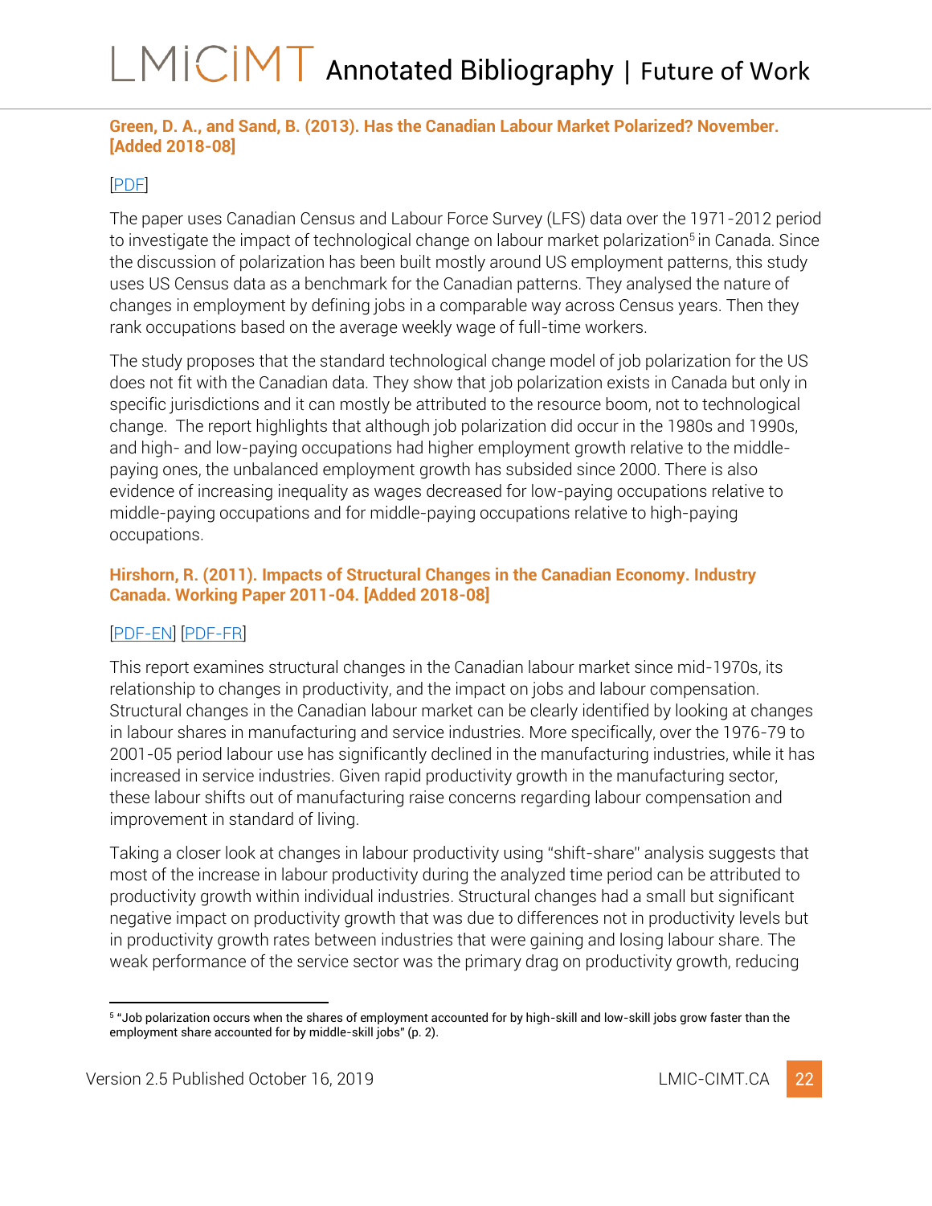**Green, D. A., and Sand, B. (2013). Has the Canadian Labour Market Polarized? November. [Added 2018-08]**

[PDF]

The paper uses Canadian Census and Labour Force Survey (LFS) data over the 1971-2012 period to investigate the impact of technological change on labour market polarization[5] in Canada. Since the discussion of polarization has been built mostly around US employment patterns, this study uses US Census data as a benchmark for the Canadian patterns. They analysed the nature of changes in employment by defining jobs in a comparable way across Census years. Then they rank occupations based on the average weekly wage of full-time workers.

The study proposes that the standard technological change model of job polarization for the US does not fit with the Canadian data. They show that job polarization exists in Canada but only in specific jurisdictions and it can mostly be attributed to the resource boom, not to technological change. The report highlights that although job polarization did occur in the 1980s and 1990s, and high- and low-paying occupations had higher employment growth relative to the middle-paying ones, the unbalanced employment growth has subsided since 2000. There is also evidence of increasing inequality as wages decreased for low-paying occupations relative to middle-paying occupations and for middle-paying occupations relative to high-paying occupations.

**Hirshorn, R. (2011). Impacts of Structural Changes in the Canadian Economy. Industry Canada. Working Paper 2011-04. [Added 2018-08]**

[PDF-EN] [PDF-FR]

This report examines structural changes in the Canadian labour market since mid-1970s, its relationship to changes in productivity, and the impact on jobs and labour compensation. Structural changes in the Canadian labour market can be clearly identified by looking at changes in labour shares in manufacturing and service industries. More specifically, over the 1976-79 to 2001-05 period labour use has significantly declined in the manufacturing industries, while it has increased in service industries. Given rapid productivity growth in the manufacturing sector, these labour shifts out of manufacturing raise concerns regarding labour compensation and improvement in standard of living.

Taking a closer look at changes in labour productivity using "shift-share" analysis suggests that most of the increase in labour productivity during the analyzed time period can be attributed to productivity growth within individual industries. Structural changes had a small but significant negative impact on productivity growth that was due to differences not in productivity levels but in productivity growth rates between industries that were gaining and losing labour share. The weak performance of the service sector was the primary drag on productivity growth, reducing

[5] "Job polarization occurs when the shares of employment accounted for by high-skill and low-skill jobs grow faster than the employment share accounted for by middle-skill jobs" (p. 2).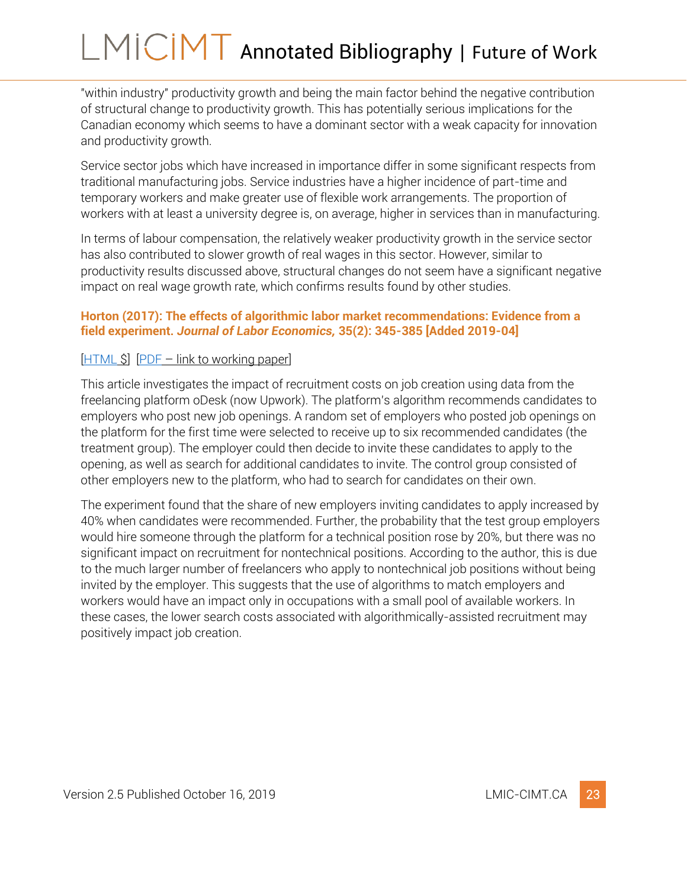"within industry" productivity growth and being the main factor behind the negative contribution of structural change to productivity growth. This has potentially serious implications for the Canadian economy which seems to have a dominant sector with a weak capacity for innovation and productivity growth.

Service sector jobs which have increased in importance differ in some significant respects from traditional manufacturing jobs. Service industries have a higher incidence of part-time and temporary workers and make greater use of flexible work arrangements. The proportion of workers with at least a university degree is, on average, higher in services than in manufacturing.

In terms of labour compensation, the relatively weaker productivity growth in the service sector has also contributed to slower growth of real wages in this sector. However, similar to productivity results discussed above, structural changes do not seem have a significant negative impact on real wage growth rate, which confirms results found by other studies.

### **Horton (2017): The effects of algorithmic labor market recommendations: Evidence from a field experiment. *Journal of Labor Economics,* 35(2): 345-385 [Added 2019-04]**

[HTML $] [PDF – link to working paper]

This article investigates the impact of recruitment costs on job creation using data from the freelancing platform oDesk (now Upwork). The platform's algorithm recommends candidates to employers who post new job openings. A random set of employers who posted job openings on the platform for the first time were selected to receive up to six recommended candidates (the treatment group). The employer could then decide to invite these candidates to apply to the opening, as well as search for additional candidates to invite. The control group consisted of other employers new to the platform, who had to search for candidates on their own.

The experiment found that the share of new employers inviting candidates to apply increased by 40% when candidates were recommended. Further, the probability that the test group employers would hire someone through the platform for a technical position rose by 20%, but there was no significant impact on recruitment for nontechnical positions. According to the author, this is due to the much larger number of freelancers who apply to nontechnical job positions without being invited by the employer. This suggests that the use of algorithms to match employers and workers would have an impact only in occupations with a small pool of available workers. In these cases, the lower search costs associated with algorithmically-assisted recruitment may positively impact job creation.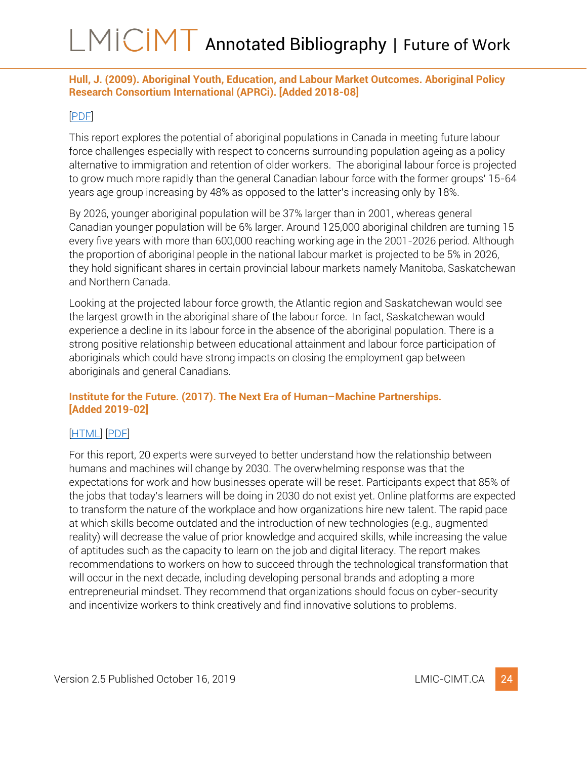**Hull, J. (2009). Aboriginal Youth, Education, and Labour Market Outcomes. Aboriginal Policy Research Consortium International (APRCi). [Added 2018-08]**

[PDF]

This report explores the potential of aboriginal populations in Canada in meeting future labour force challenges especially with respect to concerns surrounding population ageing as a policy alternative to immigration and retention of older workers. The aboriginal labour force is projected to grow much more rapidly than the general Canadian labour force with the former groups' 15-64 years age group increasing by 48% as opposed to the latter's increasing only by 18%.

By 2026, younger aboriginal population will be 37% larger than in 2001, whereas general Canadian younger population will be 6% larger. Around 125,000 aboriginal children are turning 15 every five years with more than 600,000 reaching working age in the 2001-2026 period. Although the proportion of aboriginal people in the national labour market is projected to be 5% in 2026, they hold significant shares in certain provincial labour markets namely Manitoba, Saskatchewan and Northern Canada.

Looking at the projected labour force growth, the Atlantic region and Saskatchewan would see the largest growth in the aboriginal share of the labour force. In fact, Saskatchewan would experience a decline in its labour force in the absence of the aboriginal population. There is a strong positive relationship between educational attainment and labour force participation of aboriginals which could have strong impacts on closing the employment gap between aboriginals and general Canadians.

**Institute for the Future. (2017). The Next Era of Human–Machine Partnerships. [Added 2019-02]**

[HTML] [PDF]

For this report, 20 experts were surveyed to better understand how the relationship between humans and machines will change by 2030. The overwhelming response was that the expectations for work and how businesses operate will be reset. Participants expect that 85% of the jobs that today's learners will be doing in 2030 do not exist yet. Online platforms are expected to transform the nature of the workplace and how organizations hire new talent. The rapid pace at which skills become outdated and the introduction of new technologies (e.g., augmented reality) will decrease the value of prior knowledge and acquired skills, while increasing the value of aptitudes such as the capacity to learn on the job and digital literacy. The report makes recommendations to workers on how to succeed through the technological transformation that will occur in the next decade, including developing personal brands and adopting a more entrepreneurial mindset. They recommend that organizations should focus on cyber-security and incentivize workers to think creatively and find innovative solutions to problems.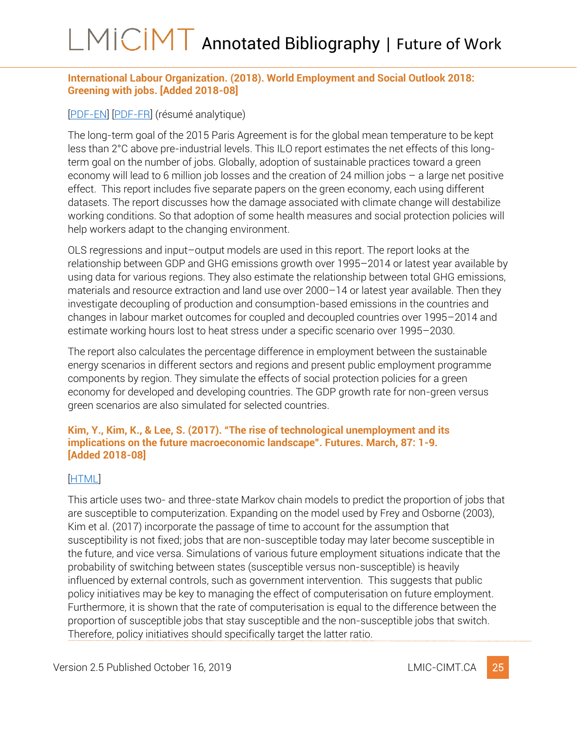**International Labour Organization. (2018). World Employment and Social Outlook 2018: Greening with jobs. [Added 2018-08]**

[PDF-EN] [PDF-FR] (résumé analytique)

The long-term goal of the 2015 Paris Agreement is for the global mean temperature to be kept less than 2°C above pre-industrial levels. This ILO report estimates the net effects of this long-term goal on the number of jobs. Globally, adoption of sustainable practices toward a green economy will lead to 6 million job losses and the creation of 24 million jobs – a large net positive effect. This report includes five separate papers on the green economy, each using different datasets. The report discusses how the damage associated with climate change will destabilize working conditions. So that adoption of some health measures and social protection policies will help workers adapt to the changing environment.

OLS regressions and input–output models are used in this report. The report looks at the relationship between GDP and GHG emissions growth over 1995–2014 or latest year available by using data for various regions. They also estimate the relationship between total GHG emissions, materials and resource extraction and land use over 2000–14 or latest year available. Then they investigate decoupling of production and consumption-based emissions in the countries and changes in labour market outcomes for coupled and decoupled countries over 1995–2014 and estimate working hours lost to heat stress under a specific scenario over 1995–2030.

The report also calculates the percentage difference in employment between the sustainable energy scenarios in different sectors and regions and present public employment programme components by region. They simulate the effects of social protection policies for a green economy for developed and developing countries. The GDP growth rate for non-green versus green scenarios are also simulated for selected countries.

**Kim, Y., Kim, K., & Lee, S. (2017). "The rise of technological unemployment and its implications on the future macroeconomic landscape". Futures. March, 87: 1-9. [Added 2018-08]**

[HTML]

This article uses two- and three-state Markov chain models to predict the proportion of jobs that are susceptible to computerization. Expanding on the model used by Frey and Osborne (2003), Kim et al. (2017) incorporate the passage of time to account for the assumption that susceptibility is not fixed; jobs that are non-susceptible today may later become susceptible in the future, and vice versa. Simulations of various future employment situations indicate that the probability of switching between states (susceptible versus non-susceptible) is heavily influenced by external controls, such as government intervention. This suggests that public policy initiatives may be key to managing the effect of computerisation on future employment. Furthermore, it is shown that the rate of computerisation is equal to the difference between the proportion of susceptible jobs that stay susceptible and the non-susceptible jobs that switch. Therefore, policy initiatives should specifically target the latter ratio.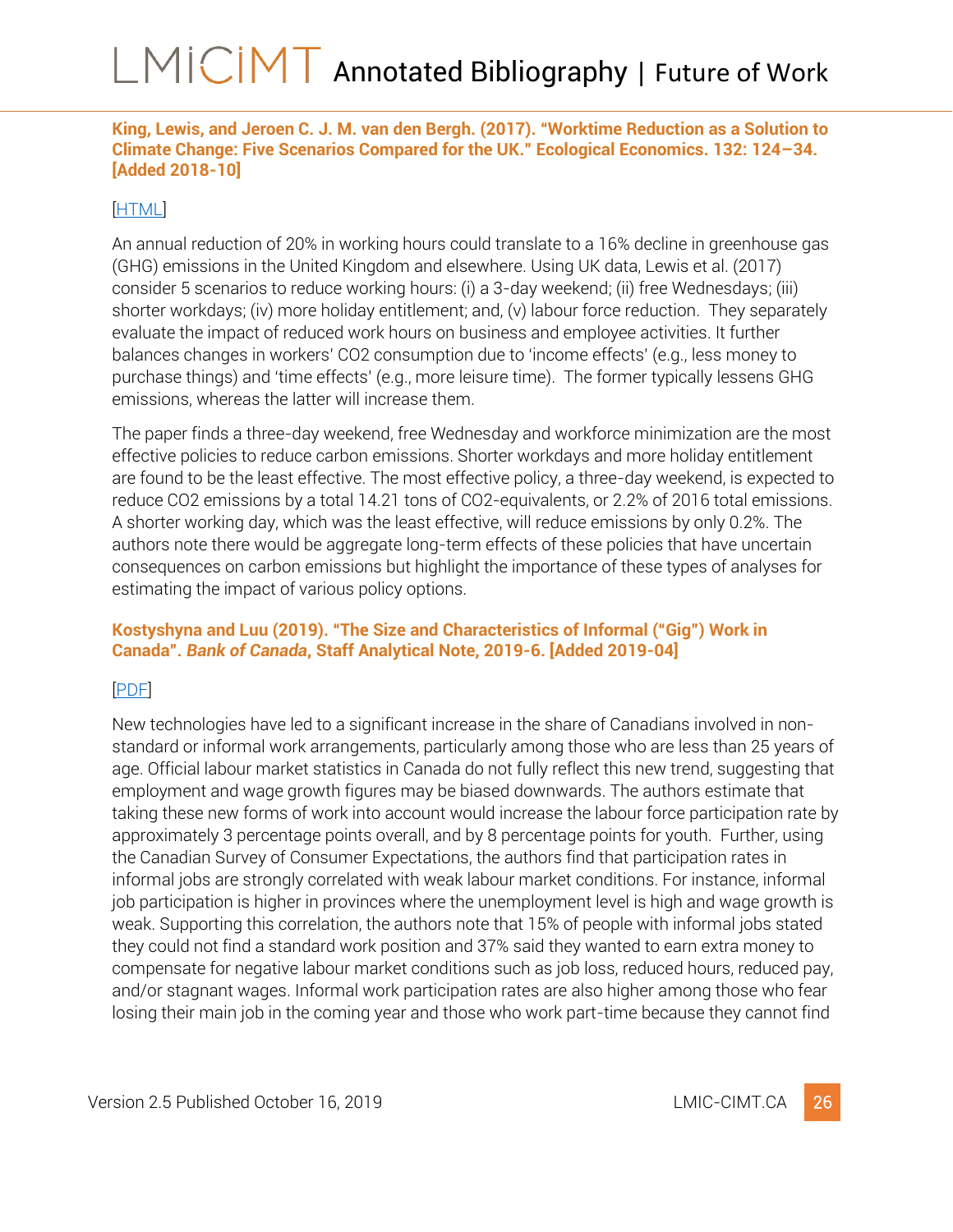**King, Lewis, and Jeroen C. J. M. van den Bergh. (2017). "Worktime Reduction as a Solution to Climate Change: Five Scenarios Compared for the UK." Ecological Economics. 132: 124–34. [Added 2018-10]**

[HTML]

An annual reduction of 20% in working hours could translate to a 16% decline in greenhouse gas (GHG) emissions in the United Kingdom and elsewhere. Using UK data, Lewis et al. (2017) consider 5 scenarios to reduce working hours: (i) a 3-day weekend; (ii) free Wednesdays; (iii) shorter workdays; (iv) more holiday entitlement; and, (v) labour force reduction. They separately evaluate the impact of reduced work hours on business and employee activities. It further balances changes in workers' $CO_2$ consumption due to 'income effects' (e.g., less money to purchase things) and 'time effects' (e.g., more leisure time). The former typically lessens GHG emissions, whereas the latter will increase them.

The paper finds a three-day weekend, free Wednesday and workforce minimization are the most effective policies to reduce carbon emissions. Shorter workdays and more holiday entitlement are found to be the least effective. The most effective policy, a three-day weekend, is expected to reduce $CO_2$ emissions by a total 14.21 tons of $CO_2$-equivalents, or 2.2% of 2016 total emissions. A shorter working day, which was the least effective, will reduce emissions by only 0.2%. The authors note there would be aggregate long-term effects of these policies that have uncertain consequences on carbon emissions but highlight the importance of these types of analyses for estimating the impact of various policy options.

**Kostyshyna and Luu (2019). "The Size and Characteristics of Informal ("Gig") Work in Canada". *Bank of Canada*, Staff Analytical Note, 2019-6. [Added 2019-04]**

[PDF]

New technologies have led to a significant increase in the share of Canadians involved in non-standard or informal work arrangements, particularly among those who are less than 25 years of age. Official labour market statistics in Canada do not fully reflect this new trend, suggesting that employment and wage growth figures may be biased downwards. The authors estimate that taking these new forms of work into account would increase the labour force participation rate by approximately 3 percentage points overall, and by 8 percentage points for youth. Further, using the Canadian Survey of Consumer Expectations, the authors find that participation rates in informal jobs are strongly correlated with weak labour market conditions. For instance, informal job participation is higher in provinces where the unemployment level is high and wage growth is weak. Supporting this correlation, the authors note that 15% of people with informal jobs stated they could not find a standard work position and 37% said they wanted to earn extra money to compensate for negative labour market conditions such as job loss, reduced hours, reduced pay, and/or stagnant wages. Informal work participation rates are also higher among those who fear losing their main job in the coming year and those who work part-time because they cannot find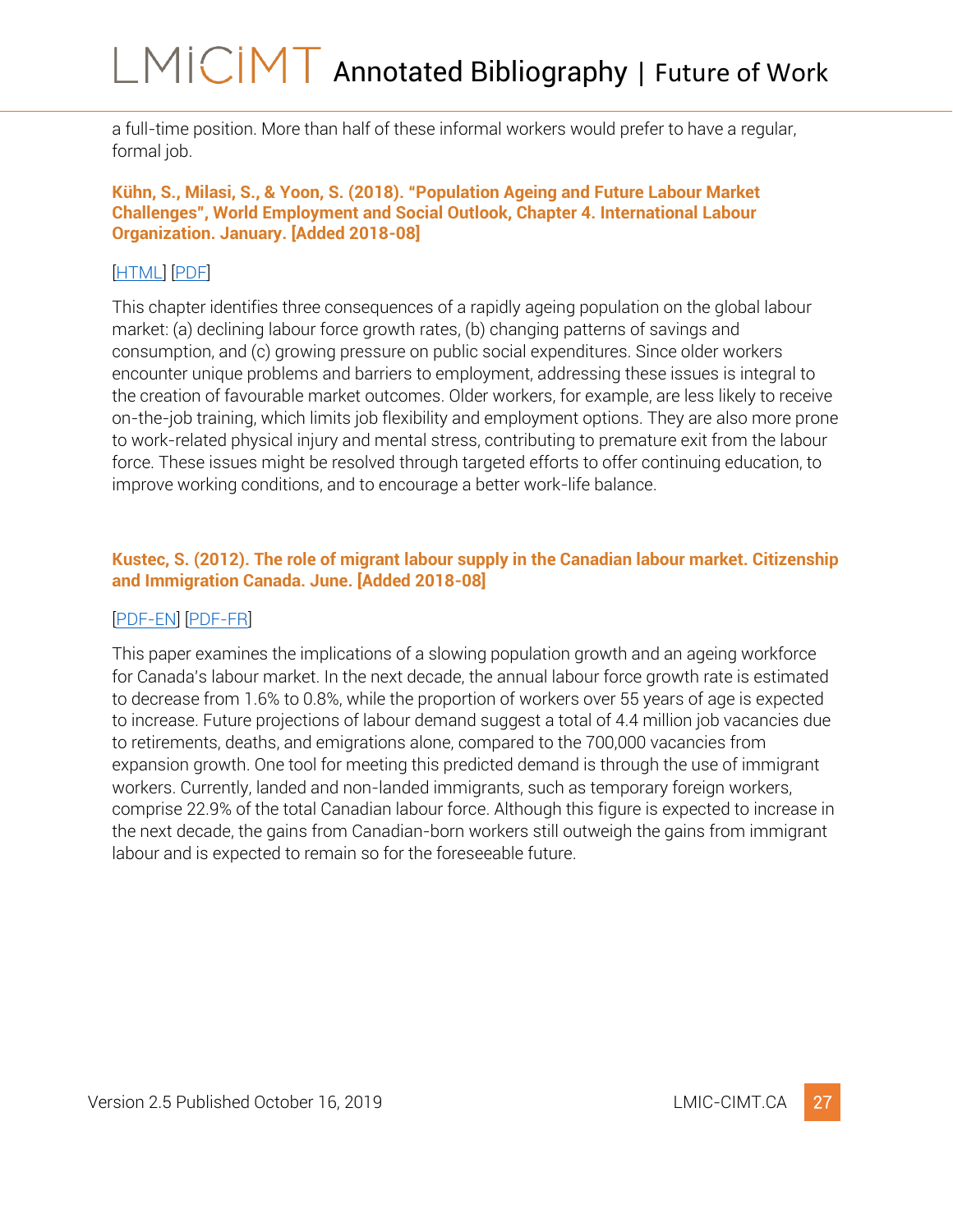a full-time position. More than half of these informal workers would prefer to have a regular, formal job.

**Kühn, S., Milasi, S., & Yoon, S. (2018). "Population Ageing and Future Labour Market Challenges", World Employment and Social Outlook, Chapter 4. International Labour Organization. January. [Added 2018-08]**

[HTML] [PDF]

This chapter identifies three consequences of a rapidly ageing population on the global labour market: (a) declining labour force growth rates, (b) changing patterns of savings and consumption, and (c) growing pressure on public social expenditures. Since older workers encounter unique problems and barriers to employment, addressing these issues is integral to the creation of favourable market outcomes. Older workers, for example, are less likely to receive on-the-job training, which limits job flexibility and employment options. They are also more prone to work-related physical injury and mental stress, contributing to premature exit from the labour force. These issues might be resolved through targeted efforts to offer continuing education, to improve working conditions, and to encourage a better work-life balance.

**Kustec, S. (2012). The role of migrant labour supply in the Canadian labour market. Citizenship and Immigration Canada. June. [Added 2018-08]**

[PDF-EN] [PDF-FR]

This paper examines the implications of a slowing population growth and an ageing workforce for Canada's labour market. In the next decade, the annual labour force growth rate is estimated to decrease from 1.6% to 0.8%, while the proportion of workers over 55 years of age is expected to increase. Future projections of labour demand suggest a total of 4.4 million job vacancies due to retirements, deaths, and emigrations alone, compared to the 700,000 vacancies from expansion growth. One tool for meeting this predicted demand is through the use of immigrant workers. Currently, landed and non-landed immigrants, such as temporary foreign workers, comprise 22.9% of the total Canadian labour force. Although this figure is expected to increase in the next decade, the gains from Canadian-born workers still outweigh the gains from immigrant labour and is expected to remain so for the foreseeable future.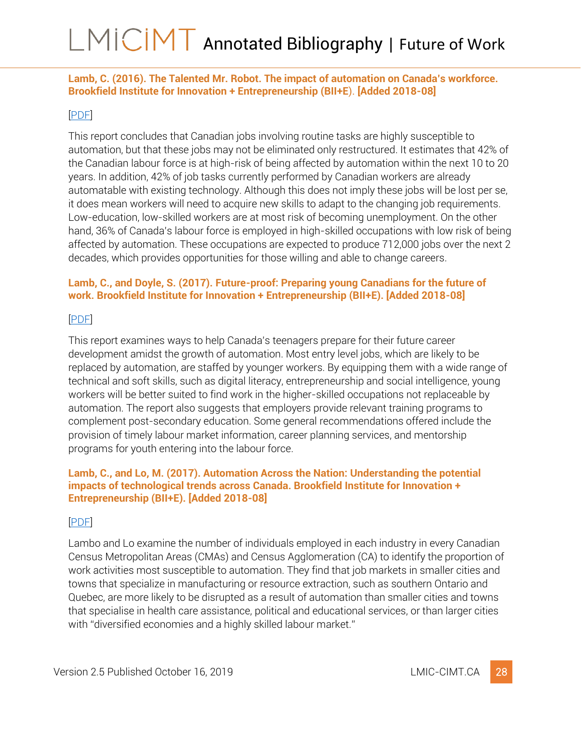**Lamb, C. (2016). The Talented Mr. Robot. The impact of automation on Canada's workforce. Brookfield Institute for Innovation + Entrepreneurship (BII+E). [Added 2018-08]**

[PDF]

This report concludes that Canadian jobs involving routine tasks are highly susceptible to automation, but that these jobs may not be eliminated only restructured. It estimates that 42% of the Canadian labour force is at high-risk of being affected by automation within the next 10 to 20 years. In addition, 42% of job tasks currently performed by Canadian workers are already automatable with existing technology. Although this does not imply these jobs will be lost per se, it does mean workers will need to acquire new skills to adapt to the changing job requirements. Low-education, low-skilled workers are at most risk of becoming unemployment. On the other hand, 36% of Canada's labour force is employed in high-skilled occupations with low risk of being affected by automation. These occupations are expected to produce 712,000 jobs over the next 2 decades, which provides opportunities for those willing and able to change careers.

**Lamb, C., and Doyle, S. (2017). Future-proof: Preparing young Canadians for the future of work. Brookfield Institute for Innovation + Entrepreneurship (BII+E). [Added 2018-08]**

[PDF]

This report examines ways to help Canada's teenagers prepare for their future career development amidst the growth of automation. Most entry level jobs, which are likely to be replaced by automation, are staffed by younger workers. By equipping them with a wide range of technical and soft skills, such as digital literacy, entrepreneurship and social intelligence, young workers will be better suited to find work in the higher-skilled occupations not replaceable by automation. The report also suggests that employers provide relevant training programs to complement post-secondary education. Some general recommendations offered include the provision of timely labour market information, career planning services, and mentorship programs for youth entering into the labour force.

**Lamb, C., and Lo, M. (2017). Automation Across the Nation: Understanding the potential impacts of technological trends across Canada. Brookfield Institute for Innovation + Entrepreneurship (BII+E). [Added 2018-08]**

[PDF]

Lambo and Lo examine the number of individuals employed in each industry in every Canadian Census Metropolitan Areas (CMAs) and Census Agglomeration (CA) to identify the proportion of work activities most susceptible to automation. They find that job markets in smaller cities and towns that specialize in manufacturing or resource extraction, such as southern Ontario and Quebec, are more likely to be disrupted as a result of automation than smaller cities and towns that specialise in health care assistance, political and educational services, or than larger cities with "diversified economies and a highly skilled labour market."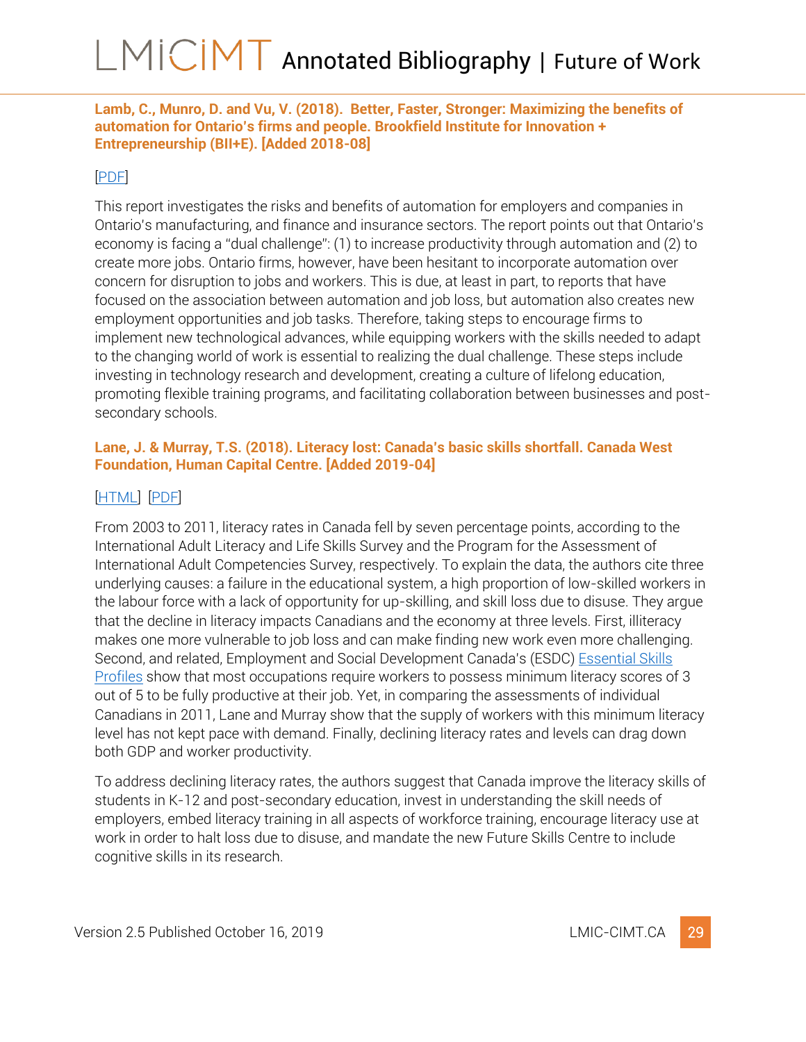**Lamb, C., Munro, D. and Vu, V. (2018). Better, Faster, Stronger: Maximizing the benefits of automation for Ontario's firms and people. Brookfield Institute for Innovation + Entrepreneurship (BII+E). [Added 2018-08]**

[PDF]

This report investigates the risks and benefits of automation for employers and companies in Ontario's manufacturing, and finance and insurance sectors. The report points out that Ontario's economy is facing a "dual challenge": (1) to increase productivity through automation and (2) to create more jobs. Ontario firms, however, have been hesitant to incorporate automation over concern for disruption to jobs and workers. This is due, at least in part, to reports that have focused on the association between automation and job loss, but automation also creates new employment opportunities and job tasks. Therefore, taking steps to encourage firms to implement new technological advances, while equipping workers with the skills needed to adapt to the changing world of work is essential to realizing the dual challenge. These steps include investing in technology research and development, creating a culture of lifelong education, promoting flexible training programs, and facilitating collaboration between businesses and post-secondary schools.

**Lane, J. & Murray, T.S. (2018). Literacy lost: Canada's basic skills shortfall. Canada West Foundation, Human Capital Centre. [Added 2019-04]**

[HTML] [PDF]

From 2003 to 2011, literacy rates in Canada fell by seven percentage points, according to the International Adult Literacy and Life Skills Survey and the Program for the Assessment of International Adult Competencies Survey, respectively. To explain the data, the authors cite three underlying causes: a failure in the educational system, a high proportion of low-skilled workers in the labour force with a lack of opportunity for up-skilling, and skill loss due to disuse. They argue that the decline in literacy impacts Canadians and the economy at three levels. First, illiteracy makes one more vulnerable to job loss and can make finding new work even more challenging. Second, and related, Employment and Social Development Canada's (ESDC) Essential Skills Profiles show that most occupations require workers to possess minimum literacy scores of 3 out of 5 to be fully productive at their job. Yet, in comparing the assessments of individual Canadians in 2011, Lane and Murray show that the supply of workers with this minimum literacy level has not kept pace with demand. Finally, declining literacy rates and levels can drag down both GDP and worker productivity.

To address declining literacy rates, the authors suggest that Canada improve the literacy skills of students in K-12 and post-secondary education, invest in understanding the skill needs of employers, embed literacy training in all aspects of workforce training, encourage literacy use at work in order to halt loss due to disuse, and mandate the new Future Skills Centre to include cognitive skills in its research.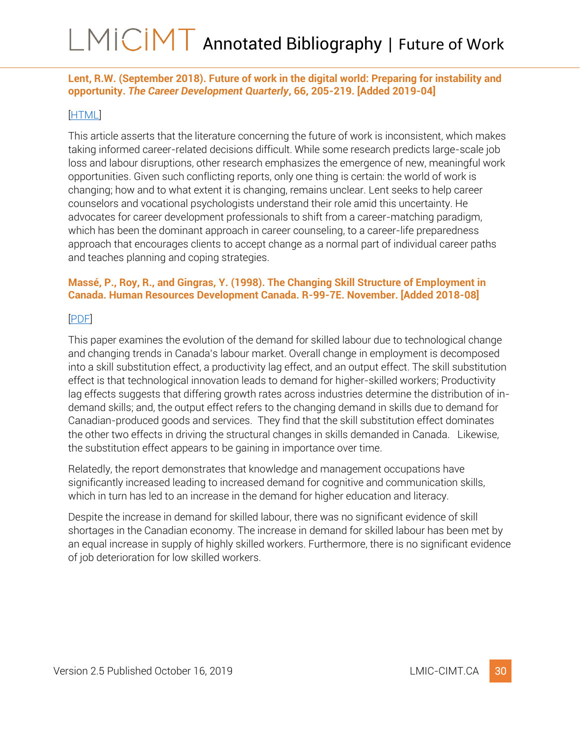**Lent, R.W. (September 2018). Future of work in the digital world: Preparing for instability and opportunity. *The Career Development Quarterly*, 66, 205-219. [Added 2019-04]**

[HTML]

This article asserts that the literature concerning the future of work is inconsistent, which makes taking informed career-related decisions difficult. While some research predicts large-scale job loss and labour disruptions, other research emphasizes the emergence of new, meaningful work opportunities. Given such conflicting reports, only one thing is certain: the world of work is changing; how and to what extent it is changing, remains unclear. Lent seeks to help career counselors and vocational psychologists understand their role amid this uncertainty. He advocates for career development professionals to shift from a career-matching paradigm, which has been the dominant approach in career counseling, to a career-life preparedness approach that encourages clients to accept change as a normal part of individual career paths and teaches planning and coping strategies.

**Massé, P., Roy, R., and Gingras, Y. (1998). The Changing Skill Structure of Employment in Canada. Human Resources Development Canada. R-99-7E. November. [Added 2018-08]**

[PDF]

This paper examines the evolution of the demand for skilled labour due to technological change and changing trends in Canada's labour market. Overall change in employment is decomposed into a skill substitution effect, a productivity lag effect, and an output effect. The skill substitution effect is that technological innovation leads to demand for higher-skilled workers; Productivity lag effects suggests that differing growth rates across industries determine the distribution of in-demand skills; and, the output effect refers to the changing demand in skills due to demand for Canadian-produced goods and services. They find that the skill substitution effect dominates the other two effects in driving the structural changes in skills demanded in Canada. Likewise, the substitution effect appears to be gaining in importance over time.

Relatedly, the report demonstrates that knowledge and management occupations have significantly increased leading to increased demand for cognitive and communication skills, which in turn has led to an increase in the demand for higher education and literacy.

Despite the increase in demand for skilled labour, there was no significant evidence of skill shortages in the Canadian economy. The increase in demand for skilled labour has been met by an equal increase in supply of highly skilled workers. Furthermore, there is no significant evidence of job deterioration for low skilled workers.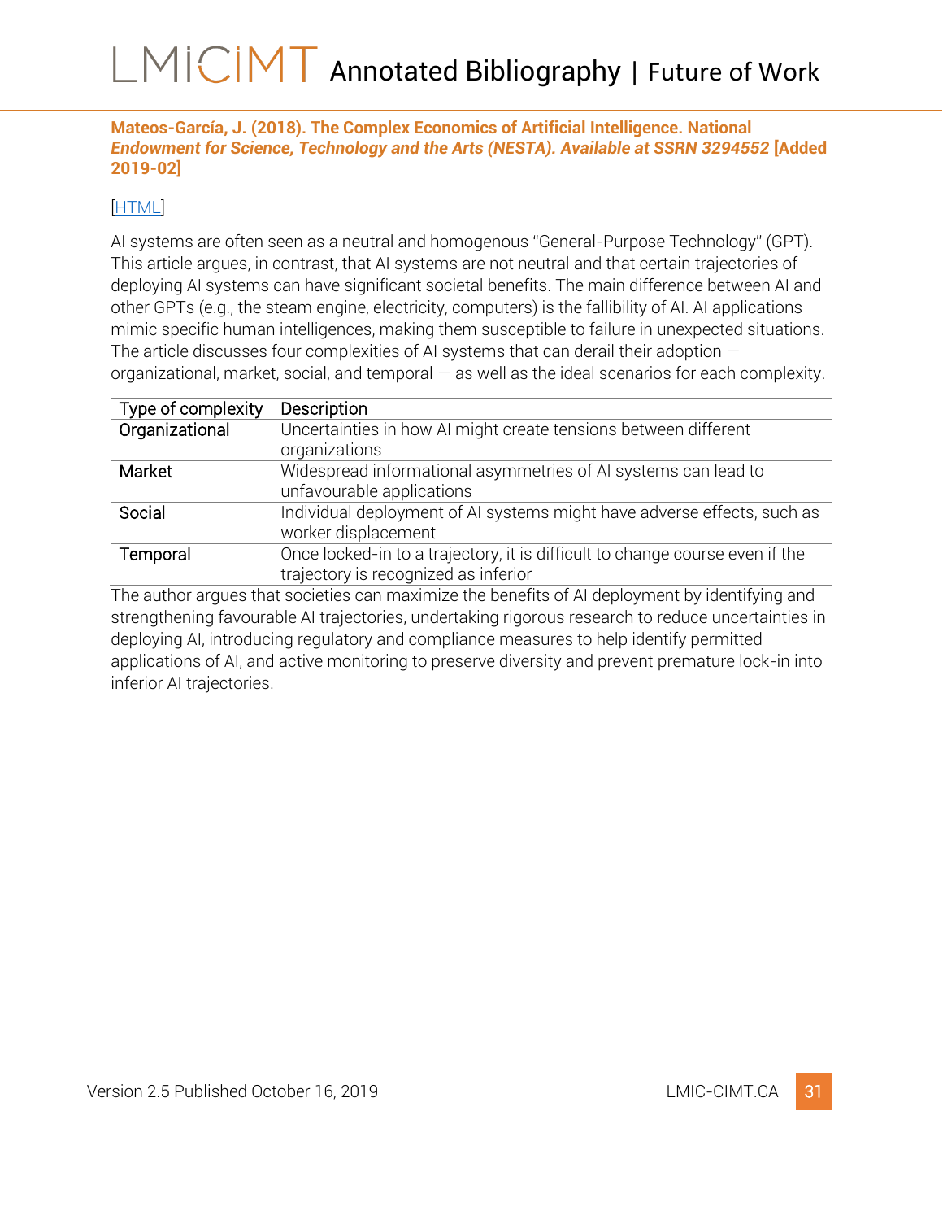**Mateos-García, J. (2018). The Complex Economics of Artificial Intelligence. National *Endowment for Science, Technology and the Arts (NESTA). Available at SSRN 3294552* [Added 2019-02]**

[HTML]

AI systems are often seen as a neutral and homogenous "General-Purpose Technology" (GPT). This article argues, in contrast, that AI systems are not neutral and that certain trajectories of deploying AI systems can have significant societal benefits. The main difference between AI and other GPTs (e.g., the steam engine, electricity, computers) is the fallibility of AI. AI applications mimic specific human intelligences, making them susceptible to failure in unexpected situations. The article discusses four complexities of AI systems that can derail their adoption — organizational, market, social, and temporal — as well as the ideal scenarios for each complexity.

| Type of complexity | Description |
|---|---|
| Organizational | Uncertainties in how AI might create tensions between different organizations |
| Market | Widespread informational asymmetries of AI systems can lead to unfavourable applications |
| Social | Individual deployment of AI systems might have adverse effects, such as worker displacement |
| Temporal | Once locked-in to a trajectory, it is difficult to change course even if the trajectory is recognized as inferior |

The author argues that societies can maximize the benefits of AI deployment by identifying and strengthening favourable AI trajectories, undertaking rigorous research to reduce uncertainties in deploying AI, introducing regulatory and compliance measures to help identify permitted applications of AI, and active monitoring to preserve diversity and prevent premature lock-in into inferior AI trajectories.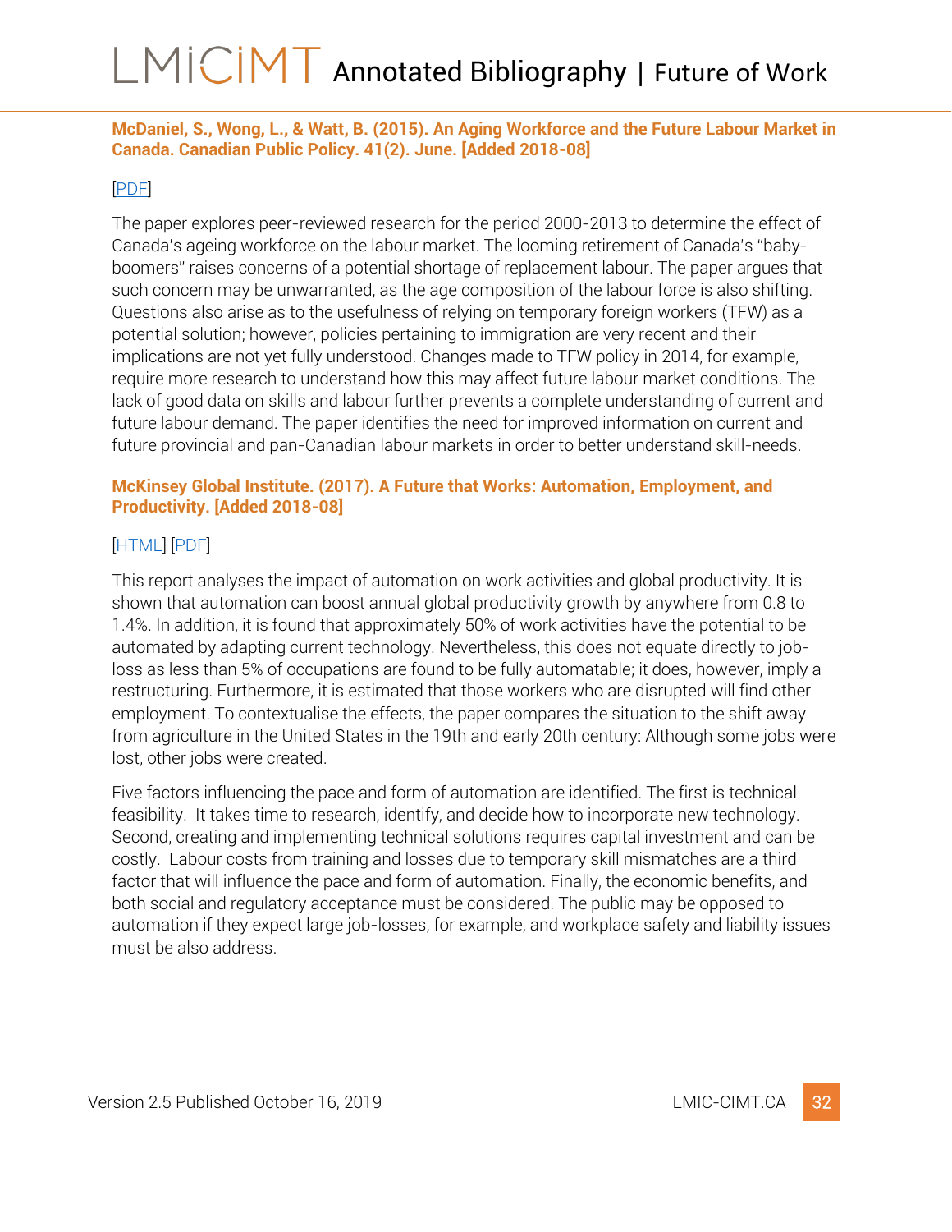**McDaniel, S., Wong, L., & Watt, B. (2015). An Aging Workforce and the Future Labour Market in Canada. Canadian Public Policy. 41(2). June. [Added 2018-08]**

[PDF]

The paper explores peer-reviewed research for the period 2000-2013 to determine the effect of Canada's ageing workforce on the labour market. The looming retirement of Canada's "baby-boomers" raises concerns of a potential shortage of replacement labour. The paper argues that such concern may be unwarranted, as the age composition of the labour force is also shifting. Questions also arise as to the usefulness of relying on temporary foreign workers (TFW) as a potential solution; however, policies pertaining to immigration are very recent and their implications are not yet fully understood. Changes made to TFW policy in 2014, for example, require more research to understand how this may affect future labour market conditions. The lack of good data on skills and labour further prevents a complete understanding of current and future labour demand. The paper identifies the need for improved information on current and future provincial and pan-Canadian labour markets in order to better understand skill-needs.

**McKinsey Global Institute. (2017). A Future that Works: Automation, Employment, and Productivity. [Added 2018-08]**

[HTML] [PDF]

This report analyses the impact of automation on work activities and global productivity. It is shown that automation can boost annual global productivity growth by anywhere from 0.8 to 1.4%. In addition, it is found that approximately 50% of work activities have the potential to be automated by adapting current technology. Nevertheless, this does not equate directly to job-loss as less than 5% of occupations are found to be fully automatable; it does, however, imply a restructuring. Furthermore, it is estimated that those workers who are disrupted will find other employment. To contextualise the effects, the paper compares the situation to the shift away from agriculture in the United States in the 19th and early 20th century: Although some jobs were lost, other jobs were created.

Five factors influencing the pace and form of automation are identified. The first is technical feasibility. It takes time to research, identify, and decide how to incorporate new technology. Second, creating and implementing technical solutions requires capital investment and can be costly. Labour costs from training and losses due to temporary skill mismatches are a third factor that will influence the pace and form of automation. Finally, the economic benefits, and both social and regulatory acceptance must be considered. The public may be opposed to automation if they expect large job-losses, for example, and workplace safety and liability issues must be also address.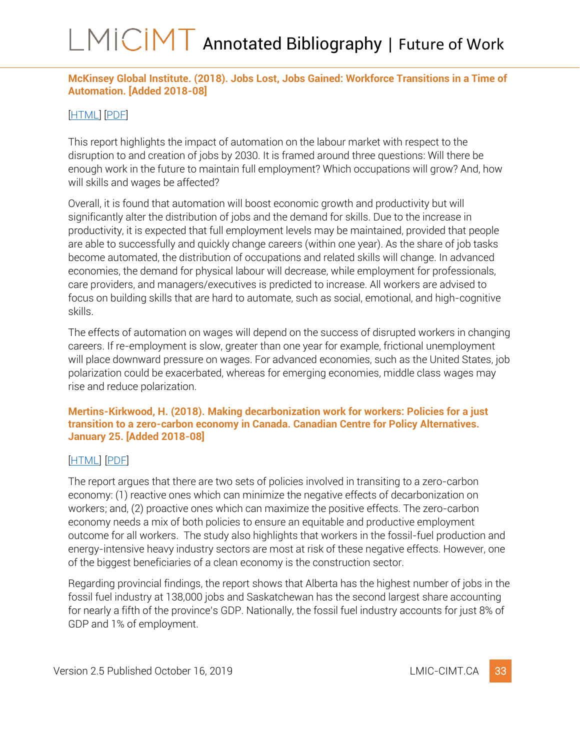**McKinsey Global Institute. (2018). Jobs Lost, Jobs Gained: Workforce Transitions in a Time of Automation. [Added 2018-08]**

[HTML] [PDF]

This report highlights the impact of automation on the labour market with respect to the disruption to and creation of jobs by 2030. It is framed around three questions: Will there be enough work in the future to maintain full employment? Which occupations will grow? And, how will skills and wages be affected?

Overall, it is found that automation will boost economic growth and productivity but will significantly alter the distribution of jobs and the demand for skills. Due to the increase in productivity, it is expected that full employment levels may be maintained, provided that people are able to successfully and quickly change careers (within one year). As the share of job tasks become automated, the distribution of occupations and related skills will change. In advanced economies, the demand for physical labour will decrease, while employment for professionals, care providers, and managers/executives is predicted to increase. All workers are advised to focus on building skills that are hard to automate, such as social, emotional, and high-cognitive skills.

The effects of automation on wages will depend on the success of disrupted workers in changing careers. If re-employment is slow, greater than one year for example, frictional unemployment will place downward pressure on wages. For advanced economies, such as the United States, job polarization could be exacerbated, whereas for emerging economies, middle class wages may rise and reduce polarization.

**Mertins-Kirkwood, H. (2018). Making decarbonization work for workers: Policies for a just transition to a zero-carbon economy in Canada. Canadian Centre for Policy Alternatives. January 25. [Added 2018-08]**

[HTML] [PDF]

The report argues that there are two sets of policies involved in transiting to a zero-carbon economy: (1) reactive ones which can minimize the negative effects of decarbonization on workers; and, (2) proactive ones which can maximize the positive effects. The zero-carbon economy needs a mix of both policies to ensure an equitable and productive employment outcome for all workers. The study also highlights that workers in the fossil-fuel production and energy-intensive heavy industry sectors are most at risk of these negative effects. However, one of the biggest beneficiaries of a clean economy is the construction sector.

Regarding provincial findings, the report shows that Alberta has the highest number of jobs in the fossil fuel industry at 138,000 jobs and Saskatchewan has the second largest share accounting for nearly a fifth of the province's GDP. Nationally, the fossil fuel industry accounts for just 8% of GDP and 1% of employment.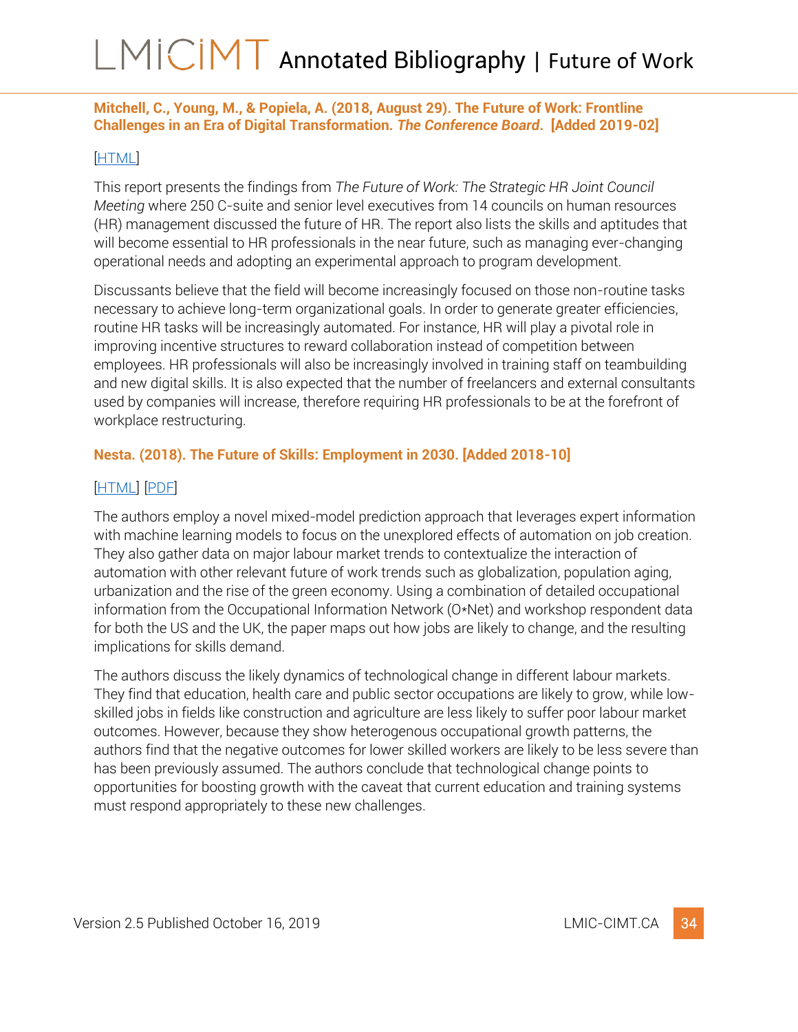**Mitchell, C., Young, M., & Popiela, A. (2018, August 29). The Future of Work: Frontline Challenges in an Era of Digital Transformation. *The Conference Board*. [Added 2019-02]**

[HTML]

This report presents the findings from *The Future of Work: The Strategic HR Joint Council Meeting* where 250 C-suite and senior level executives from 14 councils on human resources (HR) management discussed the future of HR. The report also lists the skills and aptitudes that will become essential to HR professionals in the near future, such as managing ever-changing operational needs and adopting an experimental approach to program development.

Discussants believe that the field will become increasingly focused on those non-routine tasks necessary to achieve long-term organizational goals. In order to generate greater efficiencies, routine HR tasks will be increasingly automated. For instance, HR will play a pivotal role in improving incentive structures to reward collaboration instead of competition between employees. HR professionals will also be increasingly involved in training staff on teambuilding and new digital skills. It is also expected that the number of freelancers and external consultants used by companies will increase, therefore requiring HR professionals to be at the forefront of workplace restructuring.

**Nesta. (2018). The Future of Skills: Employment in 2030. [Added 2018-10]**

[HTML] [PDF]

The authors employ a novel mixed-model prediction approach that leverages expert information with machine learning models to focus on the unexplored effects of automation on job creation. They also gather data on major labour market trends to contextualize the interaction of automation with other relevant future of work trends such as globalization, population aging, urbanization and the rise of the green economy. Using a combination of detailed occupational information from the Occupational Information Network (O*Net) and workshop respondent data for both the US and the UK, the paper maps out how jobs are likely to change, and the resulting implications for skills demand.

The authors discuss the likely dynamics of technological change in different labour markets. They find that education, health care and public sector occupations are likely to grow, while low-skilled jobs in fields like construction and agriculture are less likely to suffer poor labour market outcomes. However, because they show heterogenous occupational growth patterns, the authors find that the negative outcomes for lower skilled workers are likely to be less severe than has been previously assumed. The authors conclude that technological change points to opportunities for boosting growth with the caveat that current education and training systems must respond appropriately to these new challenges.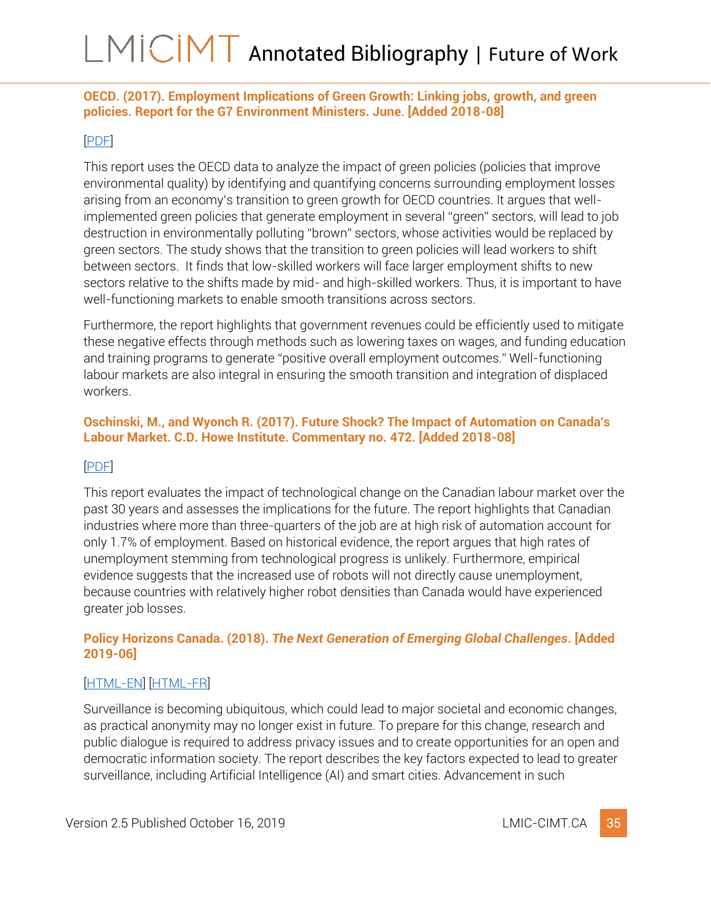**OECD. (2017). Employment Implications of Green Growth: Linking jobs, growth, and green policies. Report for the G7 Environment Ministers. June. [Added 2018-08]**

[PDF]

This report uses the OECD data to analyze the impact of green policies (policies that improve environmental quality) by identifying and quantifying concerns surrounding employment losses arising from an economy's transition to green growth for OECD countries. It argues that well-implemented green policies that generate employment in several "green" sectors, will lead to job destruction in environmentally polluting "brown" sectors, whose activities would be replaced by green sectors. The study shows that the transition to green policies will lead workers to shift between sectors. It finds that low-skilled workers will face larger employment shifts to new sectors relative to the shifts made by mid- and high-skilled workers. Thus, it is important to have well-functioning markets to enable smooth transitions across sectors.

Furthermore, the report highlights that government revenues could be efficiently used to mitigate these negative effects through methods such as lowering taxes on wages, and funding education and training programs to generate "positive overall employment outcomes." Well-functioning labour markets are also integral in ensuring the smooth transition and integration of displaced workers.

**Oschinski, M., and Wyonch R. (2017). Future Shock? The Impact of Automation on Canada's Labour Market. C.D. Howe Institute. Commentary no. 472. [Added 2018-08]**

[PDF]

This report evaluates the impact of technological change on the Canadian labour market over the past 30 years and assesses the implications for the future. The report highlights that Canadian industries where more than three-quarters of the job are at high risk of automation account for only 1.7% of employment. Based on historical evidence, the report argues that high rates of unemployment stemming from technological progress is unlikely. Furthermore, empirical evidence suggests that the increased use of robots will not directly cause unemployment, because countries with relatively higher robot densities than Canada would have experienced greater job losses.

**Policy Horizons Canada. (2018). *The Next Generation of Emerging Global Challenges*. [Added 2019-06]**

[HTML-EN] [HTML-FR]

Surveillance is becoming ubiquitous, which could lead to major societal and economic changes, as practical anonymity may no longer exist in future. To prepare for this change, research and public dialogue is required to address privacy issues and to create opportunities for an open and democratic information society. The report describes the key factors expected to lead to greater surveillance, including Artificial Intelligence (AI) and smart cities. Advancement in such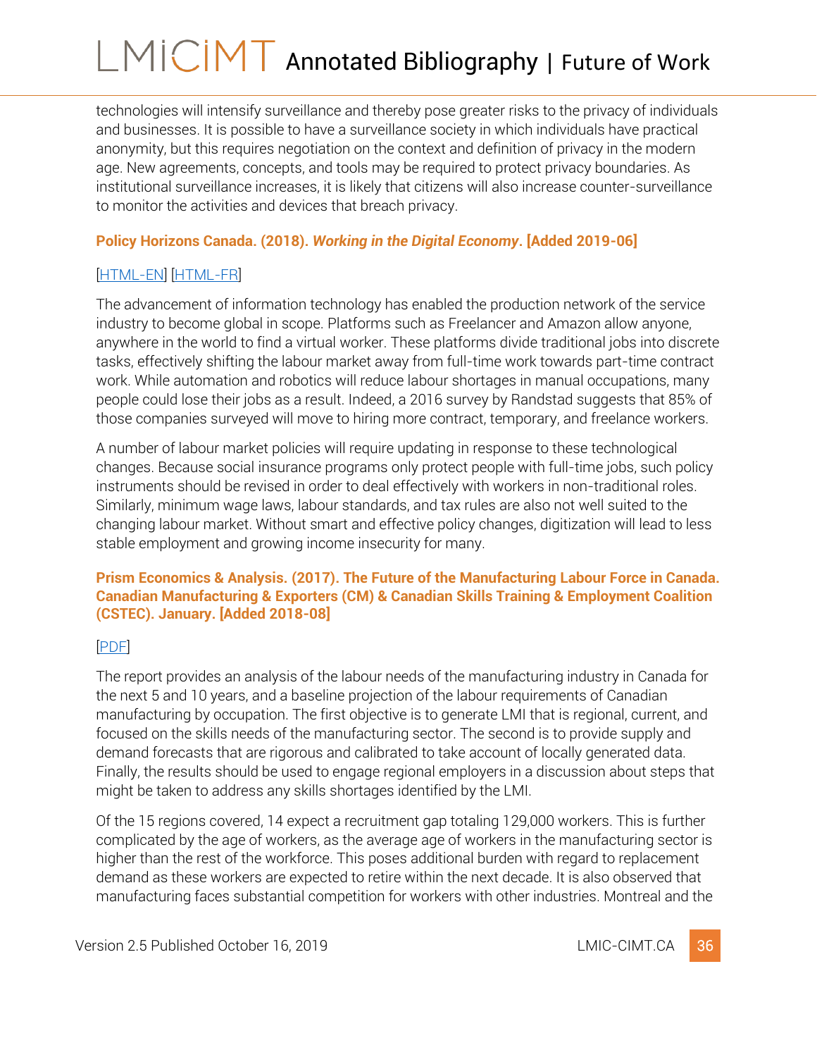technologies will intensify surveillance and thereby pose greater risks to the privacy of individuals and businesses. It is possible to have a surveillance society in which individuals have practical anonymity, but this requires negotiation on the context and definition of privacy in the modern age. New agreements, concepts, and tools may be required to protect privacy boundaries. As institutional surveillance increases, it is likely that citizens will also increase counter-surveillance to monitor the activities and devices that breach privacy.

**Policy Horizons Canada. (2018). *Working in the Digital Economy*. [Added 2019-06]**

[HTML-EN] [HTML-FR]

The advancement of information technology has enabled the production network of the service industry to become global in scope. Platforms such as Freelancer and Amazon allow anyone, anywhere in the world to find a virtual worker. These platforms divide traditional jobs into discrete tasks, effectively shifting the labour market away from full-time work towards part-time contract work. While automation and robotics will reduce labour shortages in manual occupations, many people could lose their jobs as a result. Indeed, a 2016 survey by Randstad suggests that 85% of those companies surveyed will move to hiring more contract, temporary, and freelance workers.

A number of labour market policies will require updating in response to these technological changes. Because social insurance programs only protect people with full-time jobs, such policy instruments should be revised in order to deal effectively with workers in non-traditional roles. Similarly, minimum wage laws, labour standards, and tax rules are also not well suited to the changing labour market. Without smart and effective policy changes, digitization will lead to less stable employment and growing income insecurity for many.

**Prism Economics & Analysis. (2017). The Future of the Manufacturing Labour Force in Canada. Canadian Manufacturing & Exporters (CM) & Canadian Skills Training & Employment Coalition (CSTEC). January. [Added 2018-08]**

[PDF]

The report provides an analysis of the labour needs of the manufacturing industry in Canada for the next 5 and 10 years, and a baseline projection of the labour requirements of Canadian manufacturing by occupation. The first objective is to generate LMI that is regional, current, and focused on the skills needs of the manufacturing sector. The second is to provide supply and demand forecasts that are rigorous and calibrated to take account of locally generated data. Finally, the results should be used to engage regional employers in a discussion about steps that might be taken to address any skills shortages identified by the LMI.

Of the 15 regions covered, 14 expect a recruitment gap totaling 129,000 workers. This is further complicated by the age of workers, as the average age of workers in the manufacturing sector is higher than the rest of the workforce. This poses additional burden with regard to replacement demand as these workers are expected to retire within the next decade. It is also observed that manufacturing faces substantial competition for workers with other industries. Montreal and the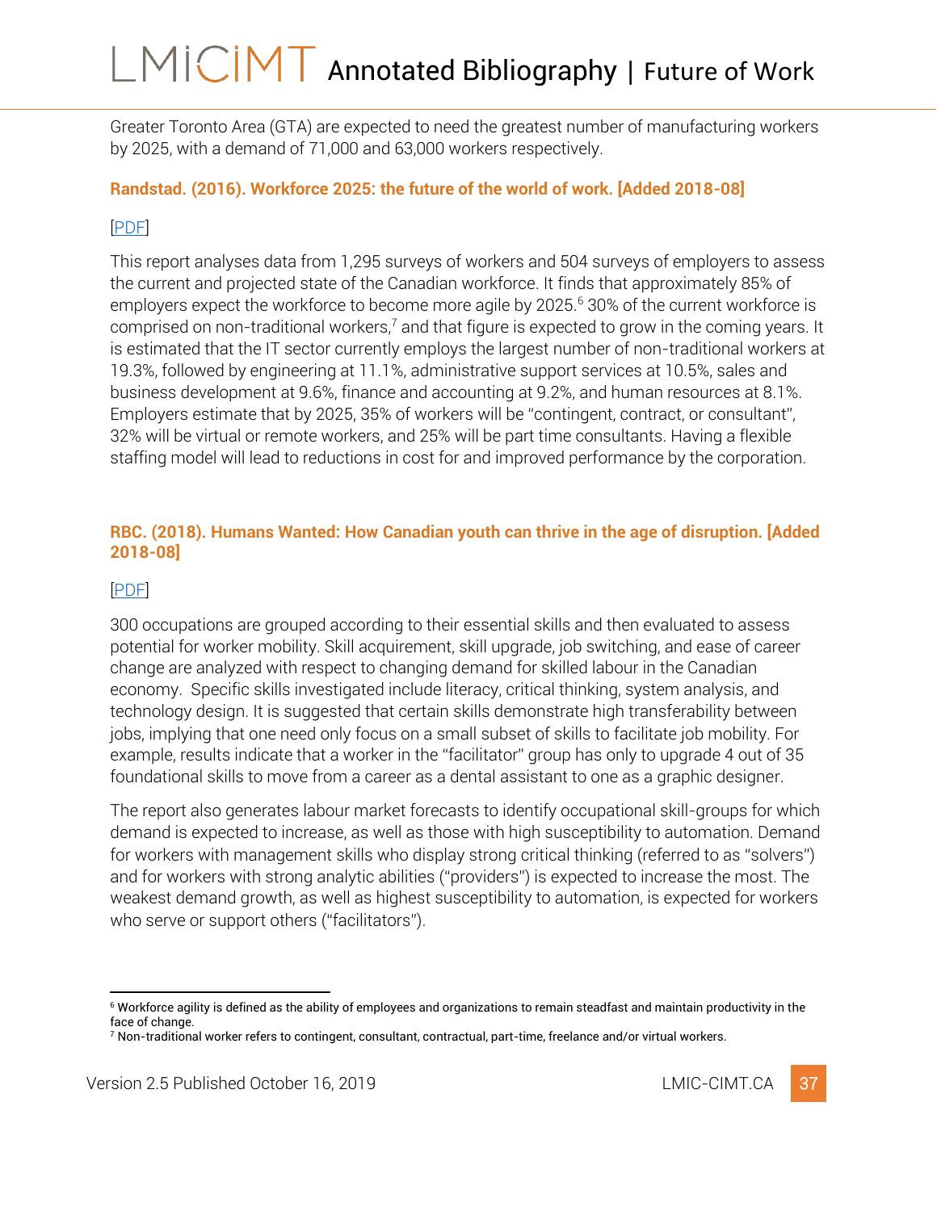Greater Toronto Area (GTA) are expected to need the greatest number of manufacturing workers by 2025, with a demand of 71,000 and 63,000 workers respectively.

**Randstad. (2016). Workforce 2025: the future of the world of work. [Added 2018-08]**

[PDF]

This report analyses data from 1,295 surveys of workers and 504 surveys of employers to assess the current and projected state of the Canadian workforce. It finds that approximately 85% of employers expect the workforce to become more agile by 2025.[6] 30% of the current workforce is comprised on non-traditional workers,[7] and that figure is expected to grow in the coming years. It is estimated that the IT sector currently employs the largest number of non-traditional workers at 19.3%, followed by engineering at 11.1%, administrative support services at 10.5%, sales and business development at 9.6%, finance and accounting at 9.2%, and human resources at 8.1%. Employers estimate that by 2025, 35% of workers will be "contingent, contract, or consultant", 32% will be virtual or remote workers, and 25% will be part time consultants. Having a flexible staffing model will lead to reductions in cost for and improved performance by the corporation.

**RBC. (2018). Humans Wanted: How Canadian youth can thrive in the age of disruption. [Added 2018-08]**

[PDF]

300 occupations are grouped according to their essential skills and then evaluated to assess potential for worker mobility. Skill acquirement, skill upgrade, job switching, and ease of career change are analyzed with respect to changing demand for skilled labour in the Canadian economy. Specific skills investigated include literacy, critical thinking, system analysis, and technology design. It is suggested that certain skills demonstrate high transferability between jobs, implying that one need only focus on a small subset of skills to facilitate job mobility. For example, results indicate that a worker in the "facilitator" group has only to upgrade 4 out of 35 foundational skills to move from a career as a dental assistant to one as a graphic designer.

The report also generates labour market forecasts to identify occupational skill-groups for which demand is expected to increase, as well as those with high susceptibility to automation. Demand for workers with management skills who display strong critical thinking (referred to as "solvers") and for workers with strong analytic abilities ("providers") is expected to increase the most. The weakest demand growth, as well as highest susceptibility to automation, is expected for workers who serve or support others ("facilitators").

---

[6] Workforce agility is defined as the ability of employees and organizations to remain steadfast and maintain productivity in the face of change.

[7] Non-traditional worker refers to contingent, consultant, contractual, part-time, freelance and/or virtual workers.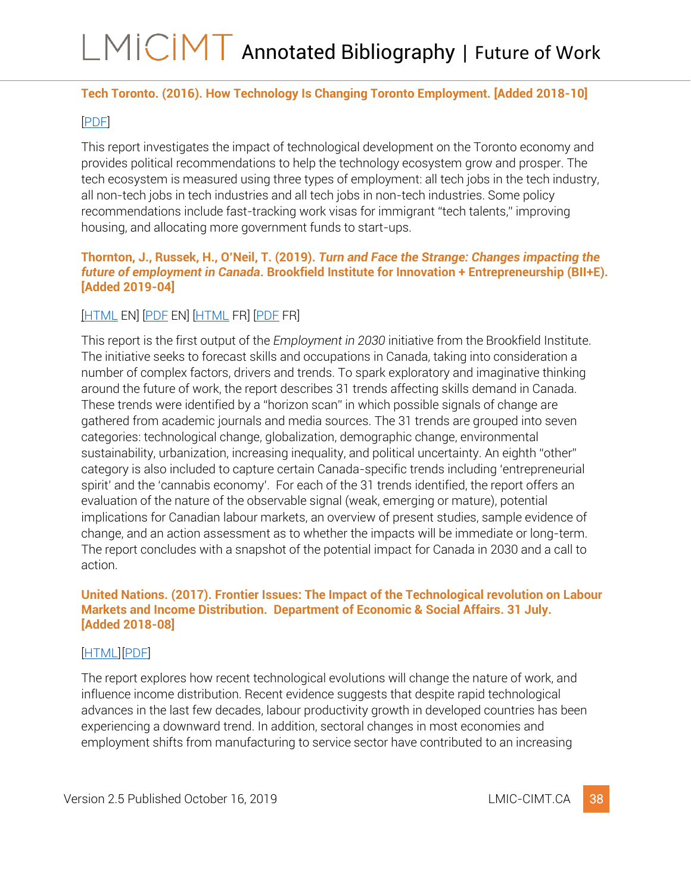**Tech Toronto. (2016). How Technology Is Changing Toronto Employment. [Added 2018-10]**

[PDF]

This report investigates the impact of technological development on the Toronto economy and provides political recommendations to help the technology ecosystem grow and prosper. The tech ecosystem is measured using three types of employment: all tech jobs in the tech industry, all non-tech jobs in tech industries and all tech jobs in non-tech industries. Some policy recommendations include fast-tracking work visas for immigrant "tech talents," improving housing, and allocating more government funds to start-ups.

**Thornton, J., Russek, H., O'Neil, T. (2019). *Turn and Face the Strange: Changes impacting the future of employment in Canada*. Brookfield Institute for Innovation + Entrepreneurship (BII+E). [Added 2019-04]**

[HTML EN] [PDF EN] [HTML FR] [PDF FR]

This report is the first output of the *Employment in 2030* initiative from the Brookfield Institute. The initiative seeks to forecast skills and occupations in Canada, taking into consideration a number of complex factors, drivers and trends. To spark exploratory and imaginative thinking around the future of work, the report describes 31 trends affecting skills demand in Canada. These trends were identified by a "horizon scan" in which possible signals of change are gathered from academic journals and media sources. The 31 trends are grouped into seven categories: technological change, globalization, demographic change, environmental sustainability, urbanization, increasing inequality, and political uncertainty. An eighth "other" category is also included to capture certain Canada-specific trends including 'entrepreneurial spirit' and the 'cannabis economy'. For each of the 31 trends identified, the report offers an evaluation of the nature of the observable signal (weak, emerging or mature), potential implications for Canadian labour markets, an overview of present studies, sample evidence of change, and an action assessment as to whether the impacts will be immediate or long-term. The report concludes with a snapshot of the potential impact for Canada in 2030 and a call to action.

**United Nations. (2017). Frontier Issues: The Impact of the Technological revolution on Labour Markets and Income Distribution. Department of Economic & Social Affairs. 31 July. [Added 2018-08]**

[HTML][PDF]

The report explores how recent technological evolutions will change the nature of work, and influence income distribution. Recent evidence suggests that despite rapid technological advances in the last few decades, labour productivity growth in developed countries has been experiencing a downward trend. In addition, sectoral changes in most economies and employment shifts from manufacturing to service sector have contributed to an increasing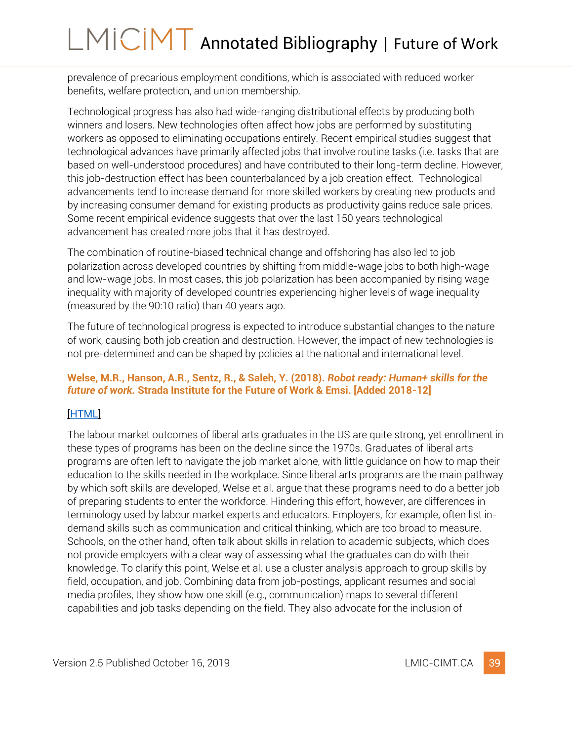prevalence of precarious employment conditions, which is associated with reduced worker benefits, welfare protection, and union membership.

Technological progress has also had wide-ranging distributional effects by producing both winners and losers. New technologies often affect how jobs are performed by substituting workers as opposed to eliminating occupations entirely. Recent empirical studies suggest that technological advances have primarily affected jobs that involve routine tasks (i.e. tasks that are based on well-understood procedures) and have contributed to their long-term decline. However, this job-destruction effect has been counterbalanced by a job creation effect. Technological advancements tend to increase demand for more skilled workers by creating new products and by increasing consumer demand for existing products as productivity gains reduce sale prices. Some recent empirical evidence suggests that over the last 150 years technological advancement has created more jobs that it has destroyed.

The combination of routine-biased technical change and offshoring has also led to job polarization across developed countries by shifting from middle-wage jobs to both high-wage and low-wage jobs. In most cases, this job polarization has been accompanied by rising wage inequality with majority of developed countries experiencing higher levels of wage inequality (measured by the 90:10 ratio) than 40 years ago.

The future of technological progress is expected to introduce substantial changes to the nature of work, causing both job creation and destruction. However, the impact of new technologies is not pre-determined and can be shaped by policies at the national and international level.

**Welse, M.R., Hanson, A.R., Sentz, R., & Saleh, Y. (2018). *Robot ready: Human+ skills for the future of work.* Strada Institute for the Future of Work & Emsi. [Added 2018-12]**

[HTML]

The labour market outcomes of liberal arts graduates in the US are quite strong, yet enrollment in these types of programs has been on the decline since the 1970s. Graduates of liberal arts programs are often left to navigate the job market alone, with little guidance on how to map their education to the skills needed in the workplace. Since liberal arts programs are the main pathway by which soft skills are developed, Welse et al. argue that these programs need to do a better job of preparing students to enter the workforce. Hindering this effort, however, are differences in terminology used by labour market experts and educators. Employers, for example, often list in-demand skills such as communication and critical thinking, which are too broad to measure. Schools, on the other hand, often talk about skills in relation to academic subjects, which does not provide employers with a clear way of assessing what the graduates can do with their knowledge. To clarify this point, Welse et al. use a cluster analysis approach to group skills by field, occupation, and job. Combining data from job-postings, applicant resumes and social media profiles, they show how one skill (e.g., communication) maps to several different capabilities and job tasks depending on the field. They also advocate for the inclusion of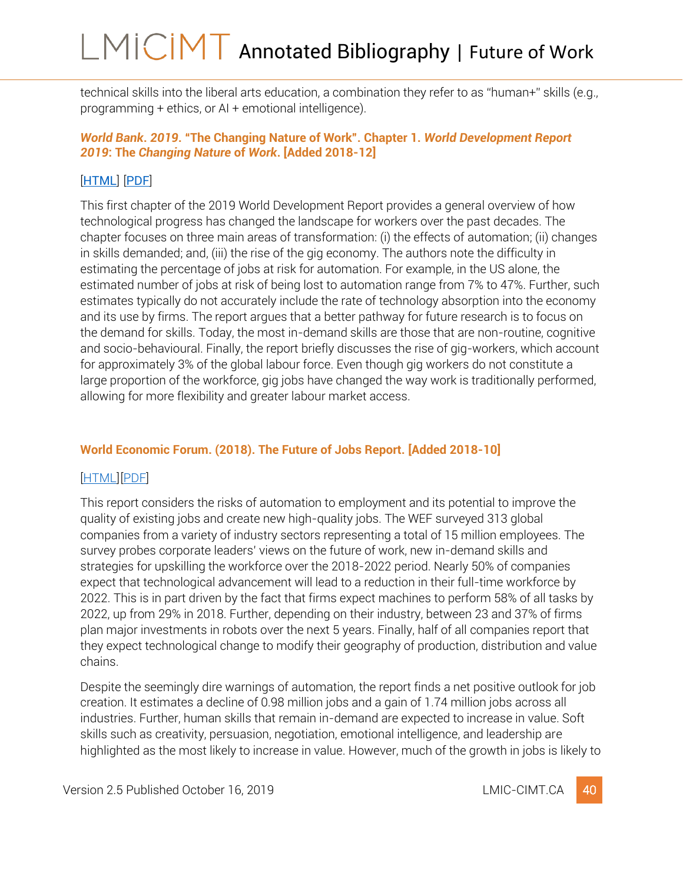technical skills into the liberal arts education, a combination they refer to as "human+" skills (e.g., programming + ethics, or AI + emotional intelligence).

### ***World Bank. 2019.* "The Changing Nature of Work". Chapter 1. *World Development Report 2019*: The *Changing Nature* of *Work*. [Added 2018-12]**

[HTML] [PDF]

This first chapter of the 2019 World Development Report provides a general overview of how technological progress has changed the landscape for workers over the past decades. The chapter focuses on three main areas of transformation: (i) the effects of automation; (ii) changes in skills demanded; and, (iii) the rise of the gig economy. The authors note the difficulty in estimating the percentage of jobs at risk for automation. For example, in the US alone, the estimated number of jobs at risk of being lost to automation range from 7% to 47%. Further, such estimates typically do not accurately include the rate of technology absorption into the economy and its use by firms. The report argues that a better pathway for future research is to focus on the demand for skills. Today, the most in-demand skills are those that are non-routine, cognitive and socio-behavioural. Finally, the report briefly discusses the rise of gig-workers, which account for approximately 3% of the global labour force. Even though gig workers do not constitute a large proportion of the workforce, gig jobs have changed the way work is traditionally performed, allowing for more flexibility and greater labour market access.

### **World Economic Forum. (2018). The Future of Jobs Report. [Added 2018-10]**

[HTML][PDF]

This report considers the risks of automation to employment and its potential to improve the quality of existing jobs and create new high-quality jobs. The WEF surveyed 313 global companies from a variety of industry sectors representing a total of 15 million employees. The survey probes corporate leaders' views on the future of work, new in-demand skills and strategies for upskilling the workforce over the 2018-2022 period. Nearly 50% of companies expect that technological advancement will lead to a reduction in their full-time workforce by 2022. This is in part driven by the fact that firms expect machines to perform 58% of all tasks by 2022, up from 29% in 2018. Further, depending on their industry, between 23 and 37% of firms plan major investments in robots over the next 5 years. Finally, half of all companies report that they expect technological change to modify their geography of production, distribution and value chains.

Despite the seemingly dire warnings of automation, the report finds a net positive outlook for job creation. It estimates a decline of 0.98 million jobs and a gain of 1.74 million jobs across all industries. Further, human skills that remain in-demand are expected to increase in value. Soft skills such as creativity, persuasion, negotiation, emotional intelligence, and leadership are highlighted as the most likely to increase in value. However, much of the growth in jobs is likely to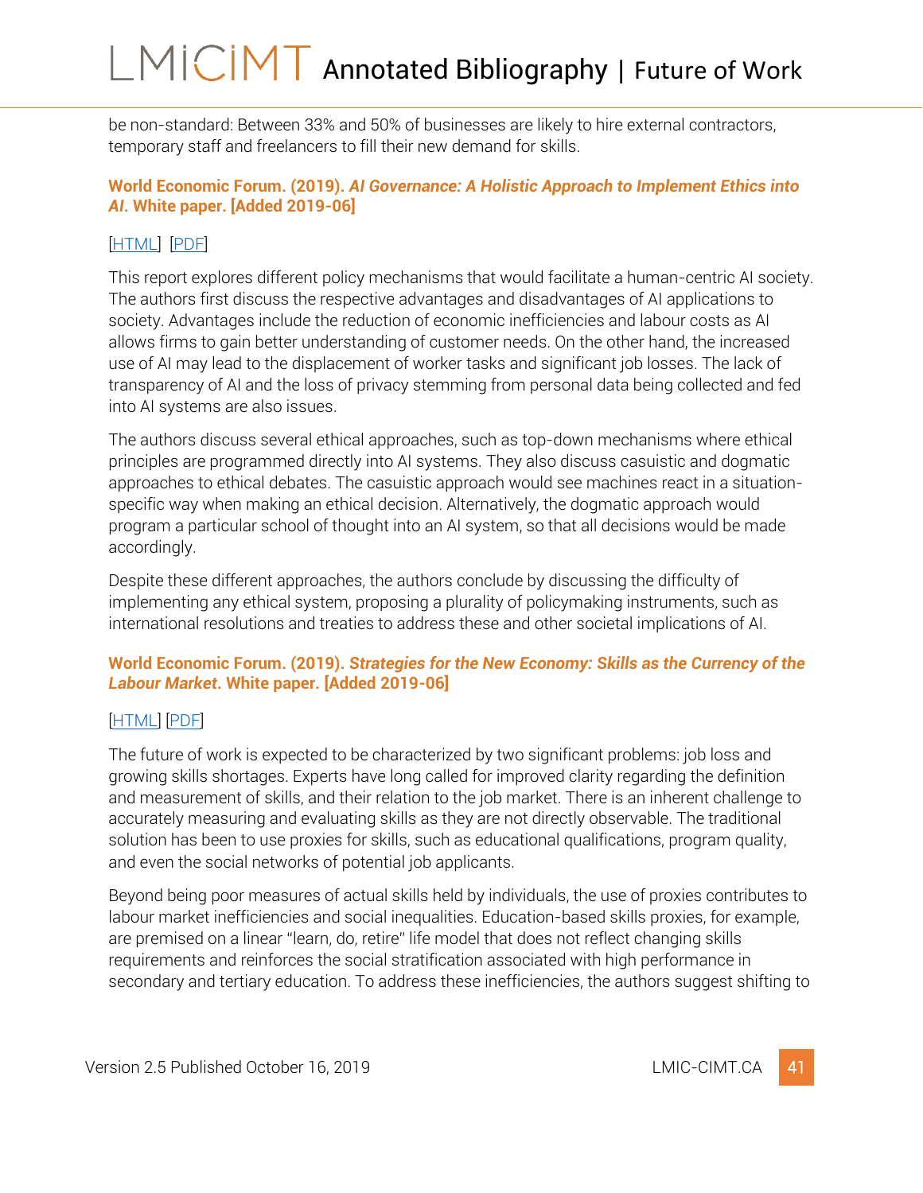be non-standard: Between 33% and 50% of businesses are likely to hire external contractors, temporary staff and freelancers to fill their new demand for skills.

**World Economic Forum. (2019). *AI Governance: A Holistic Approach to Implement Ethics into AI*. White paper. [Added 2019-06]**

[HTML] [PDF]

This report explores different policy mechanisms that would facilitate a human-centric AI society. The authors first discuss the respective advantages and disadvantages of AI applications to society. Advantages include the reduction of economic inefficiencies and labour costs as AI allows firms to gain better understanding of customer needs. On the other hand, the increased use of AI may lead to the displacement of worker tasks and significant job losses. The lack of transparency of AI and the loss of privacy stemming from personal data being collected and fed into AI systems are also issues.

The authors discuss several ethical approaches, such as top-down mechanisms where ethical principles are programmed directly into AI systems. They also discuss casuistic and dogmatic approaches to ethical debates. The casuistic approach would see machines react in a situation-specific way when making an ethical decision. Alternatively, the dogmatic approach would program a particular school of thought into an AI system, so that all decisions would be made accordingly.

Despite these different approaches, the authors conclude by discussing the difficulty of implementing any ethical system, proposing a plurality of policymaking instruments, such as international resolutions and treaties to address these and other societal implications of AI.

**World Economic Forum. (2019). *Strategies for the New Economy: Skills as the Currency of the Labour Market*. White paper. [Added 2019-06]**

[HTML] [PDF]

The future of work is expected to be characterized by two significant problems: job loss and growing skills shortages. Experts have long called for improved clarity regarding the definition and measurement of skills, and their relation to the job market. There is an inherent challenge to accurately measuring and evaluating skills as they are not directly observable. The traditional solution has been to use proxies for skills, such as educational qualifications, program quality, and even the social networks of potential job applicants.

Beyond being poor measures of actual skills held by individuals, the use of proxies contributes to labour market inefficiencies and social inequalities. Education-based skills proxies, for example, are premised on a linear "learn, do, retire" life model that does not reflect changing skills requirements and reinforces the social stratification associated with high performance in secondary and tertiary education. To address these inefficiencies, the authors suggest shifting to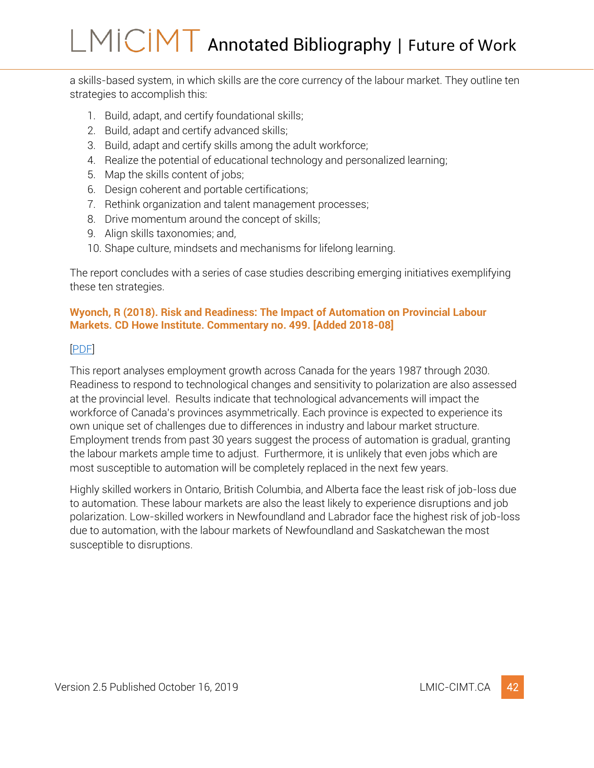a skills-based system, in which skills are the core currency of the labour market. They outline ten strategies to accomplish this:

1. Build, adapt, and certify foundational skills;
2. Build, adapt and certify advanced skills;
3. Build, adapt and certify skills among the adult workforce;
4. Realize the potential of educational technology and personalized learning;
5. Map the skills content of jobs;
6. Design coherent and portable certifications;
7. Rethink organization and talent management processes;
8. Drive momentum around the concept of skills;
9. Align skills taxonomies; and,
10. Shape culture, mindsets and mechanisms for lifelong learning.

The report concludes with a series of case studies describing emerging initiatives exemplifying these ten strategies.

**Wyonch, R (2018). Risk and Readiness: The Impact of Automation on Provincial Labour Markets. CD Howe Institute. Commentary no. 499. [Added 2018-08]**

[PDF]

This report analyses employment growth across Canada for the years 1987 through 2030. Readiness to respond to technological changes and sensitivity to polarization are also assessed at the provincial level. Results indicate that technological advancements will impact the workforce of Canada's provinces asymmetrically. Each province is expected to experience its own unique set of challenges due to differences in industry and labour market structure. Employment trends from past 30 years suggest the process of automation is gradual, granting the labour markets ample time to adjust. Furthermore, it is unlikely that even jobs which are most susceptible to automation will be completely replaced in the next few years.

Highly skilled workers in Ontario, British Columbia, and Alberta face the least risk of job-loss due to automation. These labour markets are also the least likely to experience disruptions and job polarization. Low-skilled workers in Newfoundland and Labrador face the highest risk of job-loss due to automation, with the labour markets of Newfoundland and Saskatchewan the most susceptible to disruptions.